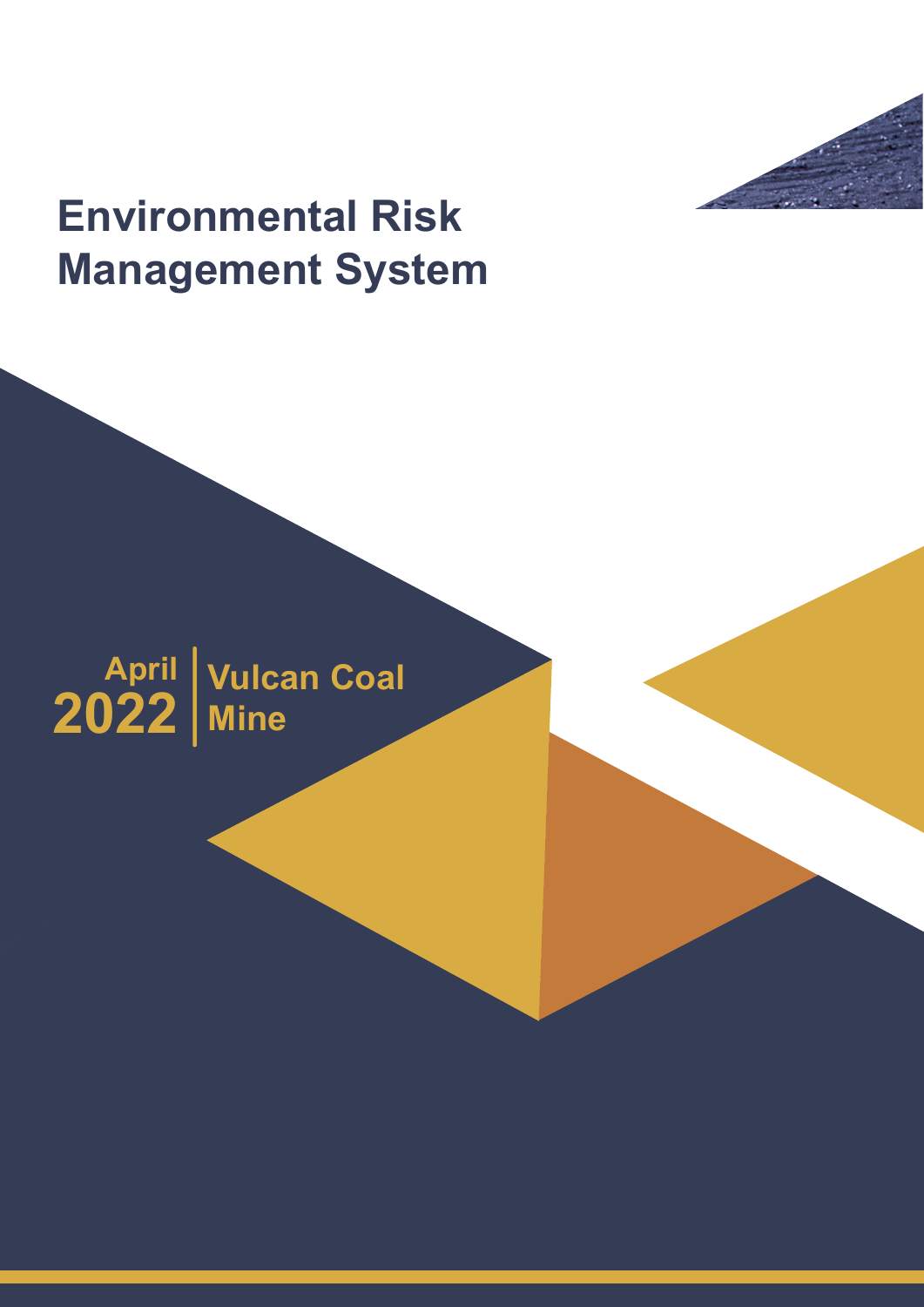# Environmental Risk Management System

April 2022

Vulcan Coal Mine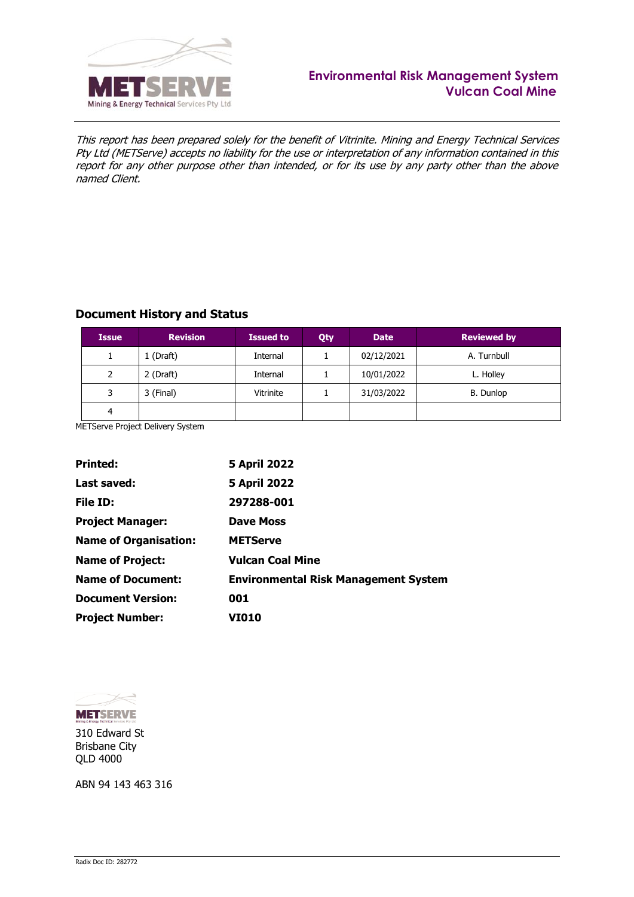This report has been prepared solely for the benefit of Vitrinite. Mining and Energy Technical Services Pty Ltd (METServe) accepts no liability for the use or interpretation of any information contained in this report for any other purpose other than intended, or for its use by any party other than the above named Client.

## Document History and Status

| Issue | Revision | Issued to | Qty | Date | Reviewed by |
|---|---|---|---|---|---|
| 1 | 1 (Draft) | Internal | 1 | 02/12/2021 | A. Turnbull |
| 2 | 2 (Draft) | Internal | 1 | 10/01/2022 | L. Holley |
| 3 | 3 (Final) | Vitrinite | 1 | 31/03/2022 | B. Dunlop |
| 4 | | | | | |

METServe Project Delivery System

| | |
|---|---|
| **Printed:** | **5 April 2022** |
| **Last saved:** | **5 April 2022** |
| **File ID:** | **297288-001** |
| **Project Manager:** | **Dave Moss** |
| **Name of Organisation:** | **METServe** |
| **Name of Project:** | **Vulcan Coal Mine** |
| **Name of Document:** | **Environmental Risk Management System** |
| **Document Version:** | **001** |
| **Project Number:** | **VI010** |

METSERVE
Mining & Energy Technical Services Pty Ltd

310 Edward St
Brisbane City
QLD 4000

ABN 94 143 463 316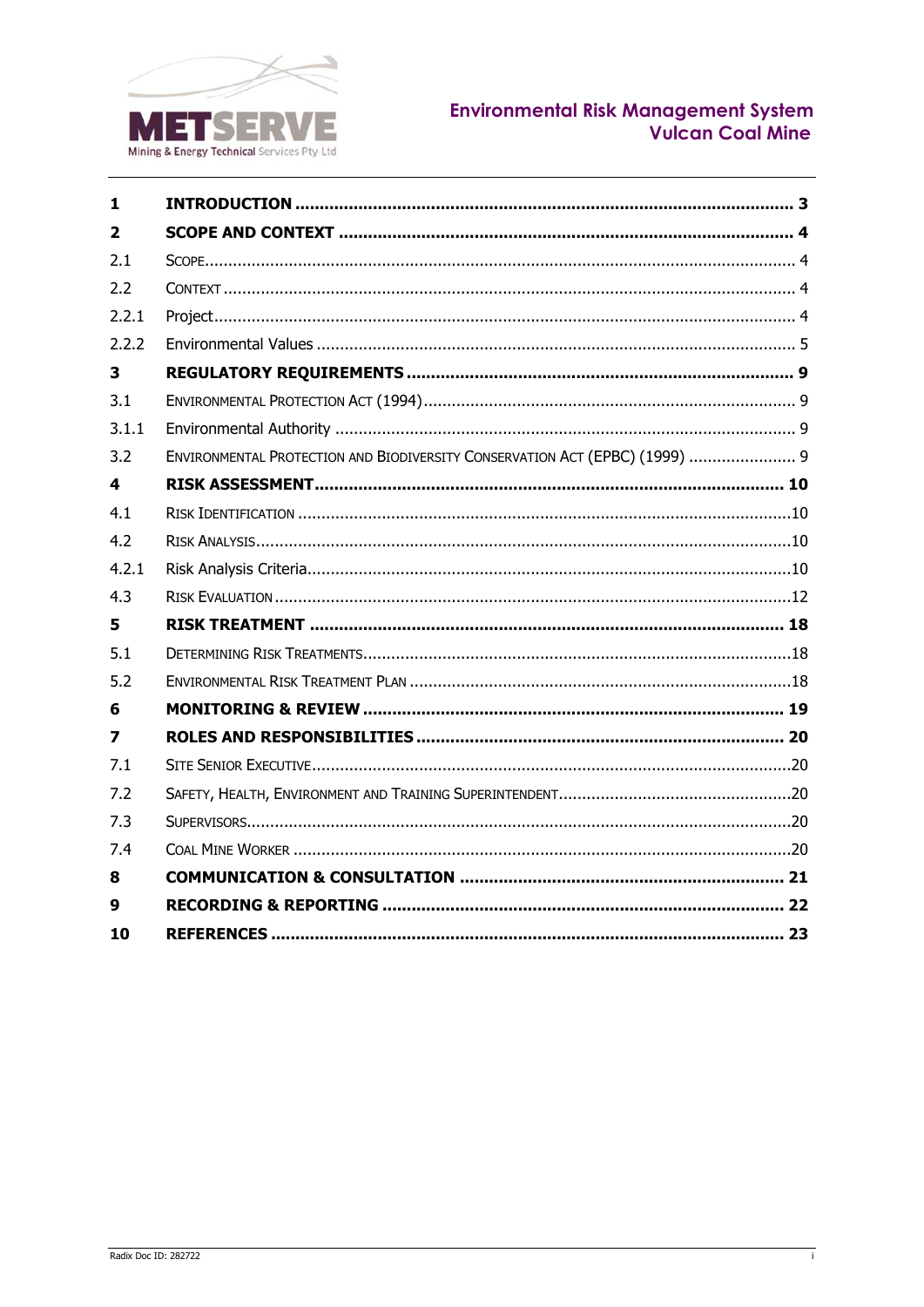| | | |
|---|---|---|
| **1** | **INTRODUCTION** | **3** |
| **2** | **SCOPE AND CONTEXT** | **4** |
| 2.1 | SCOPE | 4 |
| 2.2 | CONTEXT | 4 |
| 2.2.1 | Project | 4 |
| 2.2.2 | Environmental Values | 5 |
| **3** | **REGULATORY REQUIREMENTS** | **9** |
| 3.1 | ENVIRONMENTAL PROTECTION ACT (1994) | 9 |
| 3.1.1 | Environmental Authority | 9 |
| 3.2 | ENVIRONMENTAL PROTECTION AND BIODIVERSITY CONSERVATION ACT (EPBC) (1999) | 9 |
| **4** | **RISK ASSESSMENT** | **10** |
| 4.1 | RISK IDENTIFICATION | 10 |
| 4.2 | RISK ANALYSIS | 10 |
| 4.2.1 | Risk Analysis Criteria | 10 |
| 4.3 | RISK EVALUATION | 12 |
| **5** | **RISK TREATMENT** | **18** |
| 5.1 | DETERMINING RISK TREATMENTS | 18 |
| 5.2 | ENVIRONMENTAL RISK TREATMENT PLAN | 18 |
| **6** | **MONITORING & REVIEW** | **19** |
| **7** | **ROLES AND RESPONSIBILITIES** | **20** |
| 7.1 | SITE SENIOR EXECUTIVE | 20 |
| 7.2 | SAFETY, HEALTH, ENVIRONMENT AND TRAINING SUPERINTENDENT | 20 |
| 7.3 | SUPERVISORS | 20 |
| 7.4 | COAL MINE WORKER | 20 |
| **8** | **COMMUNICATION & CONSULTATION** | **21** |
| **9** | **RECORDING & REPORTING** | **22** |
| **10** | **REFERENCES** | **23** |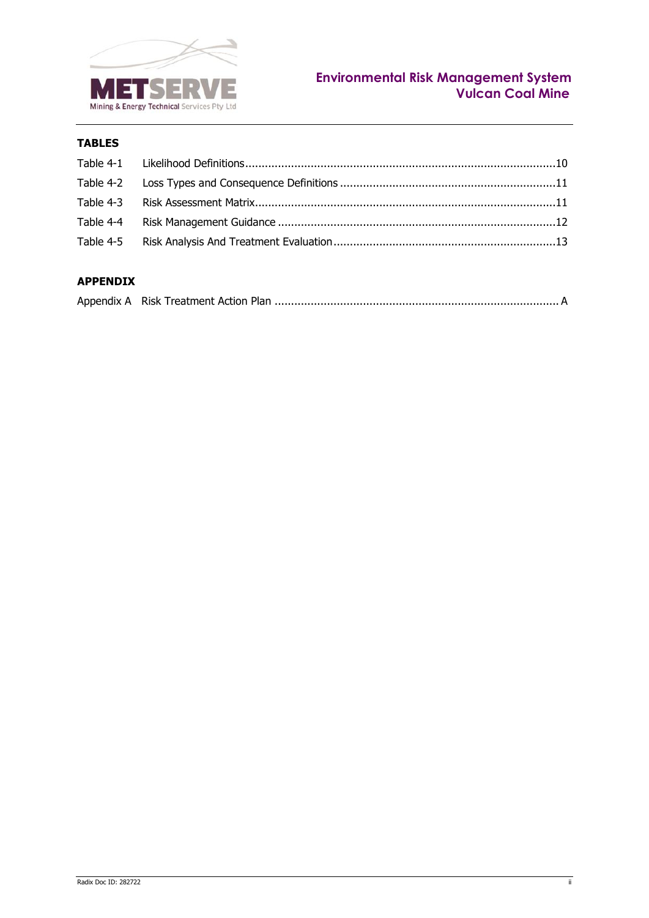**TABLES**

Table 4-1 Likelihood Definitions ............................................................................................10

Table 4-2 Loss Types and Consequence Definitions .................................................................11

Table 4-3 Risk Assessment Matrix...........................................................................................11

Table 4-4 Risk Management Guidance ....................................................................................12

Table 4-5 Risk Analysis And Treatment Evaluation...................................................................13

**APPENDIX**

Appendix A Risk Treatment Action Plan ..................................................................................... A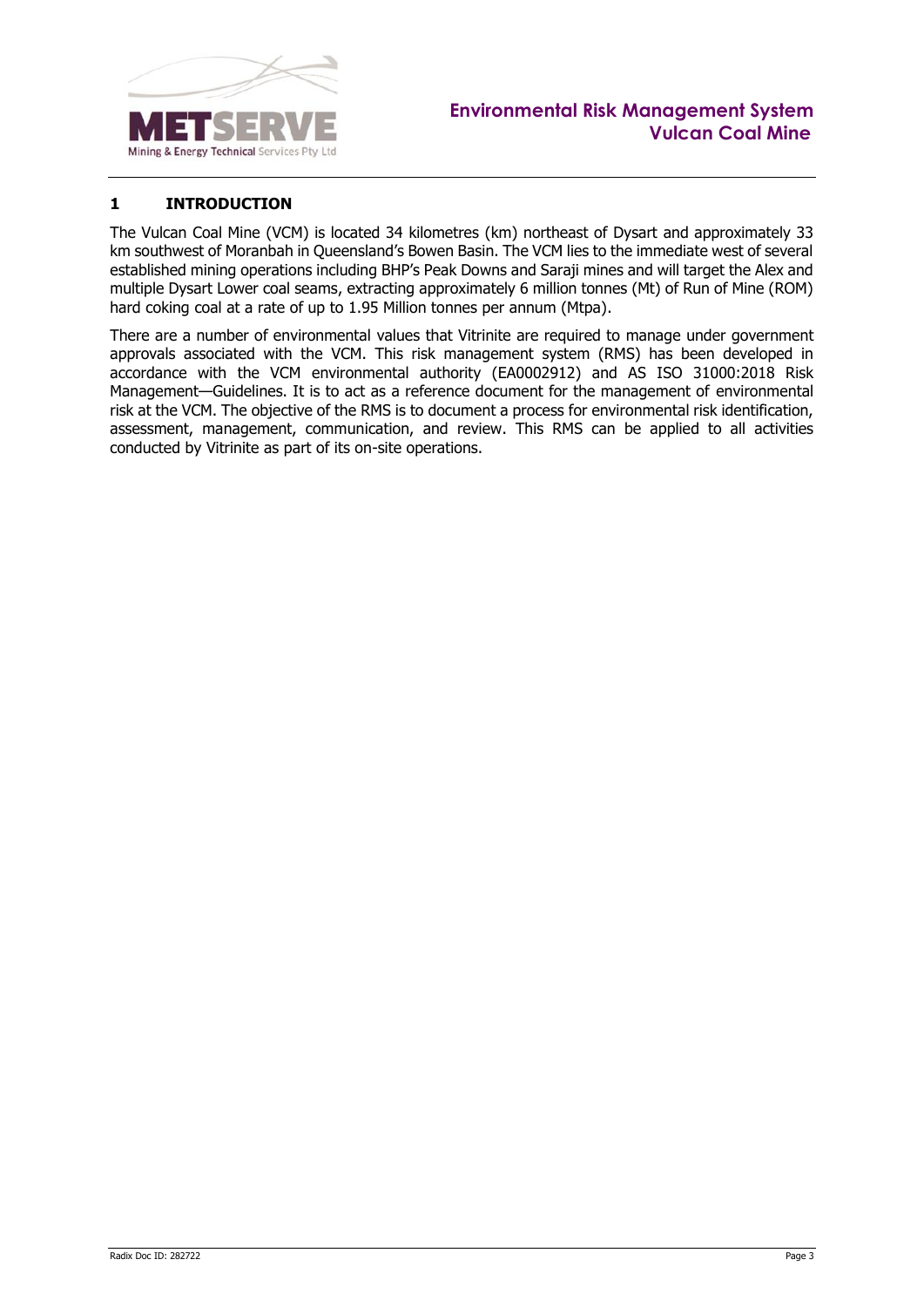# 1 INTRODUCTION

The Vulcan Coal Mine (VCM) is located 34 kilometres (km) northeast of Dysart and approximately 33 km southwest of Moranbah in Queensland's Bowen Basin. The VCM lies to the immediate west of several established mining operations including BHP's Peak Downs and Saraji mines and will target the Alex and multiple Dysart Lower coal seams, extracting approximately 6 million tonnes (Mt) of Run of Mine (ROM) hard coking coal at a rate of up to 1.95 Million tonnes per annum (Mtpa).

There are a number of environmental values that Vitrinite are required to manage under government approvals associated with the VCM. This risk management system (RMS) has been developed in accordance with the VCM environmental authority (EA0002912) and AS ISO 31000:2018 Risk Management—Guidelines. It is to act as a reference document for the management of environmental risk at the VCM. The objective of the RMS is to document a process for environmental risk identification, assessment, management, communication, and review. This RMS can be applied to all activities conducted by Vitrinite as part of its on-site operations.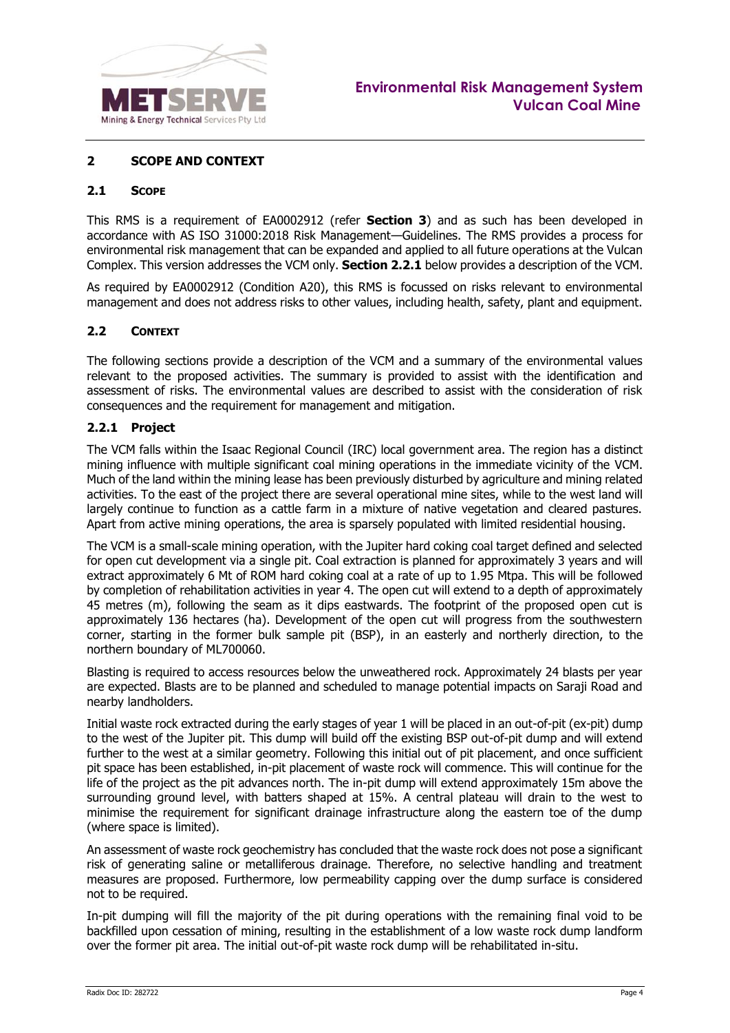## 2 SCOPE AND CONTEXT

### 2.1 SCOPE

This RMS is a requirement of EA0002912 (refer **Section 3**) and as such has been developed in accordance with AS ISO 31000:2018 Risk Management—Guidelines. The RMS provides a process for environmental risk management that can be expanded and applied to all future operations at the Vulcan Complex. This version addresses the VCM only. **Section 2.2.1** below provides a description of the VCM.

As required by EA0002912 (Condition A20), this RMS is focussed on risks relevant to environmental management and does not address risks to other values, including health, safety, plant and equipment.

### 2.2 CONTEXT

The following sections provide a description of the VCM and a summary of the environmental values relevant to the proposed activities. The summary is provided to assist with the identification and assessment of risks. The environmental values are described to assist with the consideration of risk consequences and the requirement for management and mitigation.

#### 2.2.1 Project

The VCM falls within the Isaac Regional Council (IRC) local government area. The region has a distinct mining influence with multiple significant coal mining operations in the immediate vicinity of the VCM. Much of the land within the mining lease has been previously disturbed by agriculture and mining related activities. To the east of the project there are several operational mine sites, while to the west land will largely continue to function as a cattle farm in a mixture of native vegetation and cleared pastures. Apart from active mining operations, the area is sparsely populated with limited residential housing.

The VCM is a small-scale mining operation, with the Jupiter hard coking coal target defined and selected for open cut development via a single pit. Coal extraction is planned for approximately 3 years and will extract approximately 6 Mt of ROM hard coking coal at a rate of up to 1.95 Mtpa. This will be followed by completion of rehabilitation activities in year 4. The open cut will extend to a depth of approximately 45 metres (m), following the seam as it dips eastwards. The footprint of the proposed open cut is approximately 136 hectares (ha). Development of the open cut will progress from the southwestern corner, starting in the former bulk sample pit (BSP), in an easterly and northerly direction, to the northern boundary of ML700060.

Blasting is required to access resources below the unweathered rock. Approximately 24 blasts per year are expected. Blasts are to be planned and scheduled to manage potential impacts on Saraji Road and nearby landholders.

Initial waste rock extracted during the early stages of year 1 will be placed in an out-of-pit (ex-pit) dump to the west of the Jupiter pit. This dump will build off the existing BSP out-of-pit dump and will extend further to the west at a similar geometry. Following this initial out of pit placement, and once sufficient pit space has been established, in-pit placement of waste rock will commence. This will continue for the life of the project as the pit advances north. The in-pit dump will extend approximately 15m above the surrounding ground level, with batters shaped at 15%. A central plateau will drain to the west to minimise the requirement for significant drainage infrastructure along the eastern toe of the dump (where space is limited).

An assessment of waste rock geochemistry has concluded that the waste rock does not pose a significant risk of generating saline or metalliferous drainage. Therefore, no selective handling and treatment measures are proposed. Furthermore, low permeability capping over the dump surface is considered not to be required.

In-pit dumping will fill the majority of the pit during operations with the remaining final void to be backfilled upon cessation of mining, resulting in the establishment of a low waste rock dump landform over the former pit area. The initial out-of-pit waste rock dump will be rehabilitated in-situ.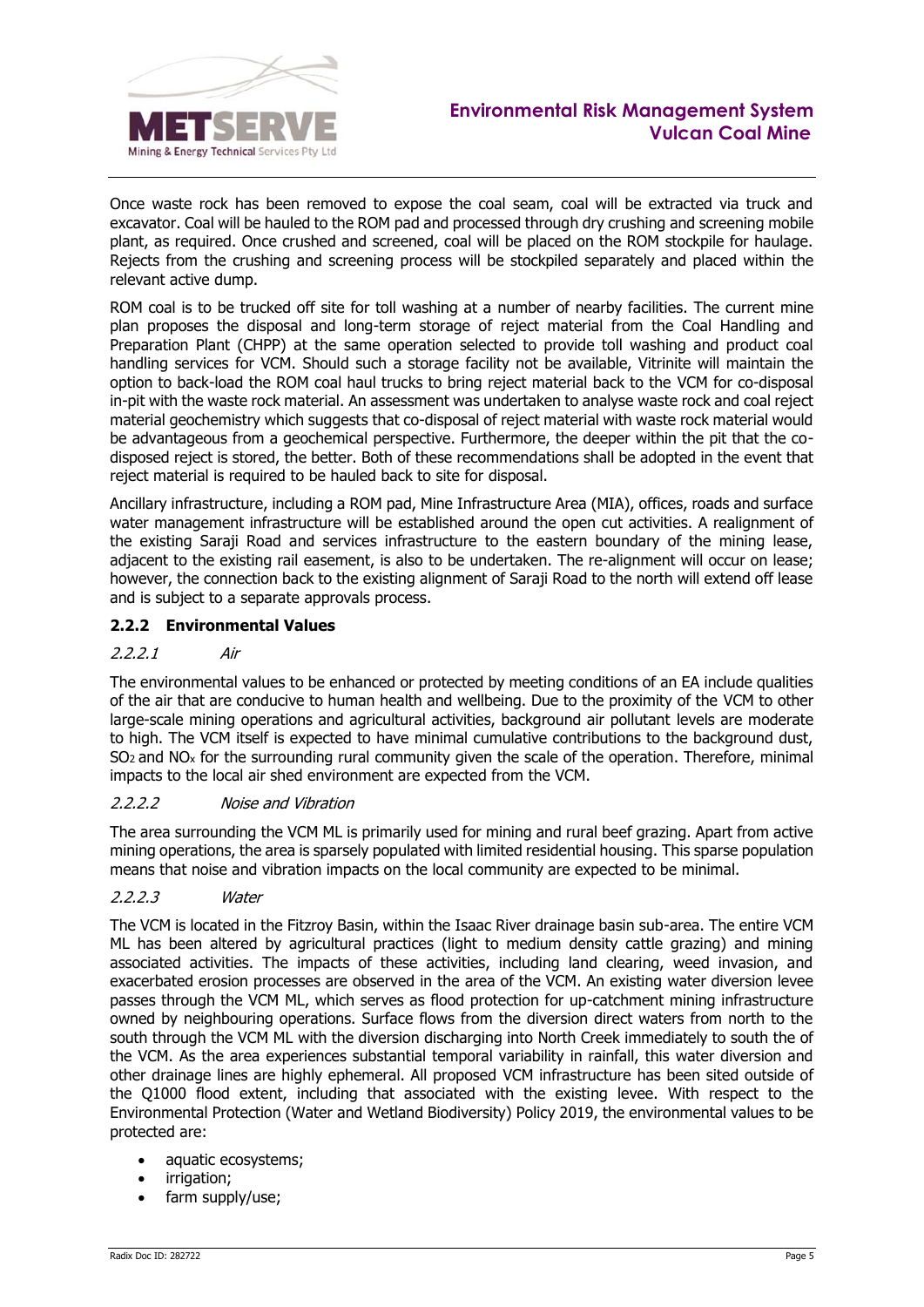Once waste rock has been removed to expose the coal seam, coal will be extracted via truck and excavator. Coal will be hauled to the ROM pad and processed through dry crushing and screening mobile plant, as required. Once crushed and screened, coal will be placed on the ROM stockpile for haulage. Rejects from the crushing and screening process will be stockpiled separately and placed within the relevant active dump.

ROM coal is to be trucked off site for toll washing at a number of nearby facilities. The current mine plan proposes the disposal and long-term storage of reject material from the Coal Handling and Preparation Plant (CHPP) at the same operation selected to provide toll washing and product coal handling services for VCM. Should such a storage facility not be available, Vitrinite will maintain the option to back-load the ROM coal haul trucks to bring reject material back to the VCM for co-disposal in-pit with the waste rock material. An assessment was undertaken to analyse waste rock and coal reject material geochemistry which suggests that co-disposal of reject material with waste rock material would be advantageous from a geochemical perspective. Furthermore, the deeper within the pit that the co-disposed reject is stored, the better. Both of these recommendations shall be adopted in the event that reject material is required to be hauled back to site for disposal.

Ancillary infrastructure, including a ROM pad, Mine Infrastructure Area (MIA), offices, roads and surface water management infrastructure will be established around the open cut activities. A realignment of the existing Saraji Road and services infrastructure to the eastern boundary of the mining lease, adjacent to the existing rail easement, is also to be undertaken. The re-alignment will occur on lease; however, the connection back to the existing alignment of Saraji Road to the north will extend off lease and is subject to a separate approvals process.

### 2.2.2 Environmental Values

#### *2.2.2.1 Air*

The environmental values to be enhanced or protected by meeting conditions of an EA include qualities of the air that are conducive to human health and wellbeing. Due to the proximity of the VCM to other large-scale mining operations and agricultural activities, background air pollutant levels are moderate to high. The VCM itself is expected to have minimal cumulative contributions to the background dust, $SO_2$ and $NO_x$ for the surrounding rural community given the scale of the operation. Therefore, minimal impacts to the local air shed environment are expected from the VCM.

#### *2.2.2.2 Noise and Vibration*

The area surrounding the VCM ML is primarily used for mining and rural beef grazing. Apart from active mining operations, the area is sparsely populated with limited residential housing. This sparse population means that noise and vibration impacts on the local community are expected to be minimal.

#### *2.2.2.3 Water*

The VCM is located in the Fitzroy Basin, within the Isaac River drainage basin sub-area. The entire VCM ML has been altered by agricultural practices (light to medium density cattle grazing) and mining associated activities. The impacts of these activities, including land clearing, weed invasion, and exacerbated erosion processes are observed in the area of the VCM. An existing water diversion levee passes through the VCM ML, which serves as flood protection for up-catchment mining infrastructure owned by neighbouring operations. Surface flows from the diversion direct waters from north to the south through the VCM ML with the diversion discharging into North Creek immediately to south the of the VCM. As the area experiences substantial temporal variability in rainfall, this water diversion and other drainage lines are highly ephemeral. All proposed VCM infrastructure has been sited outside of the Q1000 flood extent, including that associated with the existing levee. With respect to the Environmental Protection (Water and Wetland Biodiversity) Policy 2019, the environmental values to be protected are:

- aquatic ecosystems;
- irrigation;
- farm supply/use;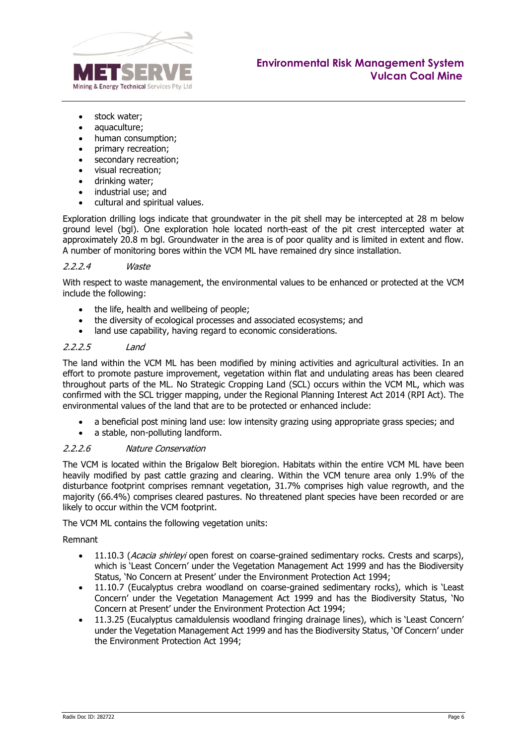- stock water;
- aquaculture;
- human consumption;
- primary recreation;
- secondary recreation;
- visual recreation;
- drinking water;
- industrial use; and
- cultural and spiritual values.

Exploration drilling logs indicate that groundwater in the pit shell may be intercepted at 28 m below ground level (bgl). One exploration hole located north-east of the pit crest intercepted water at approximately 20.8 m bgl. Groundwater in the area is of poor quality and is limited in extent and flow. A number of monitoring bores within the VCM ML have remained dry since installation.

#### *2.2.2.4 Waste*

With respect to waste management, the environmental values to be enhanced or protected at the VCM include the following:

- the life, health and wellbeing of people;
- the diversity of ecological processes and associated ecosystems; and
- land use capability, having regard to economic considerations.

#### *2.2.2.5 Land*

The land within the VCM ML has been modified by mining activities and agricultural activities. In an effort to promote pasture improvement, vegetation within flat and undulating areas has been cleared throughout parts of the ML. No Strategic Cropping Land (SCL) occurs within the VCM ML, which was confirmed with the SCL trigger mapping, under the Regional Planning Interest Act 2014 (RPI Act). The environmental values of the land that are to be protected or enhanced include:

- a beneficial post mining land use: low intensity grazing using appropriate grass species; and
- a stable, non-polluting landform.

#### *2.2.2.6 Nature Conservation*

The VCM is located within the Brigalow Belt bioregion. Habitats within the entire VCM ML have been heavily modified by past cattle grazing and clearing. Within the VCM tenure area only 1.9% of the disturbance footprint comprises remnant vegetation, 31.7% comprises high value regrowth, and the majority (66.4%) comprises cleared pastures. No threatened plant species have been recorded or are likely to occur within the VCM footprint.

The VCM ML contains the following vegetation units:

Remnant

- 11.10.3 (*Acacia shirleyi* open forest on coarse-grained sedimentary rocks. Crests and scarps), which is 'Least Concern' under the Vegetation Management Act 1999 and has the Biodiversity Status, 'No Concern at Present' under the Environment Protection Act 1994;
- 11.10.7 (Eucalyptus crebra woodland on coarse-grained sedimentary rocks), which is 'Least Concern' under the Vegetation Management Act 1999 and has the Biodiversity Status, 'No Concern at Present' under the Environment Protection Act 1994;
- 11.3.25 (Eucalyptus camaldulensis woodland fringing drainage lines), which is 'Least Concern' under the Vegetation Management Act 1999 and has the Biodiversity Status, 'Of Concern' under the Environment Protection Act 1994;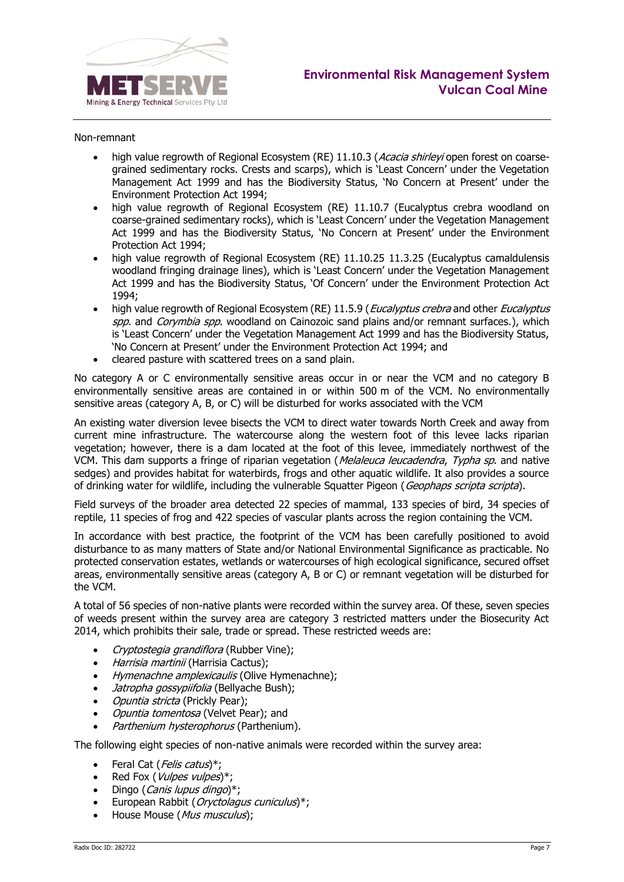Non-remnant

- high value regrowth of Regional Ecosystem (RE) 11.10.3 (*Acacia shirleyi* open forest on coarse-grained sedimentary rocks. Crests and scarps), which is 'Least Concern' under the Vegetation Management Act 1999 and has the Biodiversity Status, 'No Concern at Present' under the Environment Protection Act 1994;
- high value regrowth of Regional Ecosystem (RE) 11.10.7 (Eucalyptus crebra woodland on coarse-grained sedimentary rocks), which is 'Least Concern' under the Vegetation Management Act 1999 and has the Biodiversity Status, 'No Concern at Present' under the Environment Protection Act 1994;
- high value regrowth of Regional Ecosystem (RE) 11.10.25 11.3.25 (Eucalyptus camaldulensis woodland fringing drainage lines), which is 'Least Concern' under the Vegetation Management Act 1999 and has the Biodiversity Status, 'Of Concern' under the Environment Protection Act 1994;
- high value regrowth of Regional Ecosystem (RE) 11.5.9 (*Eucalyptus crebra* and other *Eucalyptus spp*. and *Corymbia spp*. woodland on Cainozoic sand plains and/or remnant surfaces.), which is 'Least Concern' under the Vegetation Management Act 1999 and has the Biodiversity Status, 'No Concern at Present' under the Environment Protection Act 1994; and
- cleared pasture with scattered trees on a sand plain.

No category A or C environmentally sensitive areas occur in or near the VCM and no category B environmentally sensitive areas are contained in or within 500 m of the VCM. No environmentally sensitive areas (category A, B, or C) will be disturbed for works associated with the VCM

An existing water diversion levee bisects the VCM to direct water towards North Creek and away from current mine infrastructure. The watercourse along the western foot of this levee lacks riparian vegetation; however, there is a dam located at the foot of this levee, immediately northwest of the VCM. This dam supports a fringe of riparian vegetation (*Melaleuca leucadendra*, *Typha sp*. and native sedges) and provides habitat for waterbirds, frogs and other aquatic wildlife. It also provides a source of drinking water for wildlife, including the vulnerable Squatter Pigeon (*Geophaps scripta scripta*).

Field surveys of the broader area detected 22 species of mammal, 133 species of bird, 34 species of reptile, 11 species of frog and 422 species of vascular plants across the region containing the VCM.

In accordance with best practice, the footprint of the VCM has been carefully positioned to avoid disturbance to as many matters of State and/or National Environmental Significance as practicable. No protected conservation estates, wetlands or watercourses of high ecological significance, secured offset areas, environmentally sensitive areas (category A, B or C) or remnant vegetation will be disturbed for the VCM.

A total of 56 species of non-native plants were recorded within the survey area. Of these, seven species of weeds present within the survey area are category 3 restricted matters under the Biosecurity Act 2014, which prohibits their sale, trade or spread. These restricted weeds are:

- *Cryptostegia grandiflora* (Rubber Vine);
- *Harrisia martinii* (Harrisia Cactus);
- *Hymenachne amplexicaulis* (Olive Hymenachne);
- *Jatropha gossypiifolia* (Bellyache Bush);
- *Opuntia stricta* (Prickly Pear);
- *Opuntia tomentosa* (Velvet Pear); and
- *Parthenium hysterophorus* (Parthenium).

The following eight species of non-native animals were recorded within the survey area:

- Feral Cat (*Felis catus*)*;
- Red Fox (*Vulpes vulpes*)*;
- Dingo (*Canis lupus dingo*)*;
- European Rabbit (*Oryctolagus cuniculus*)*;
- House Mouse (*Mus musculus*);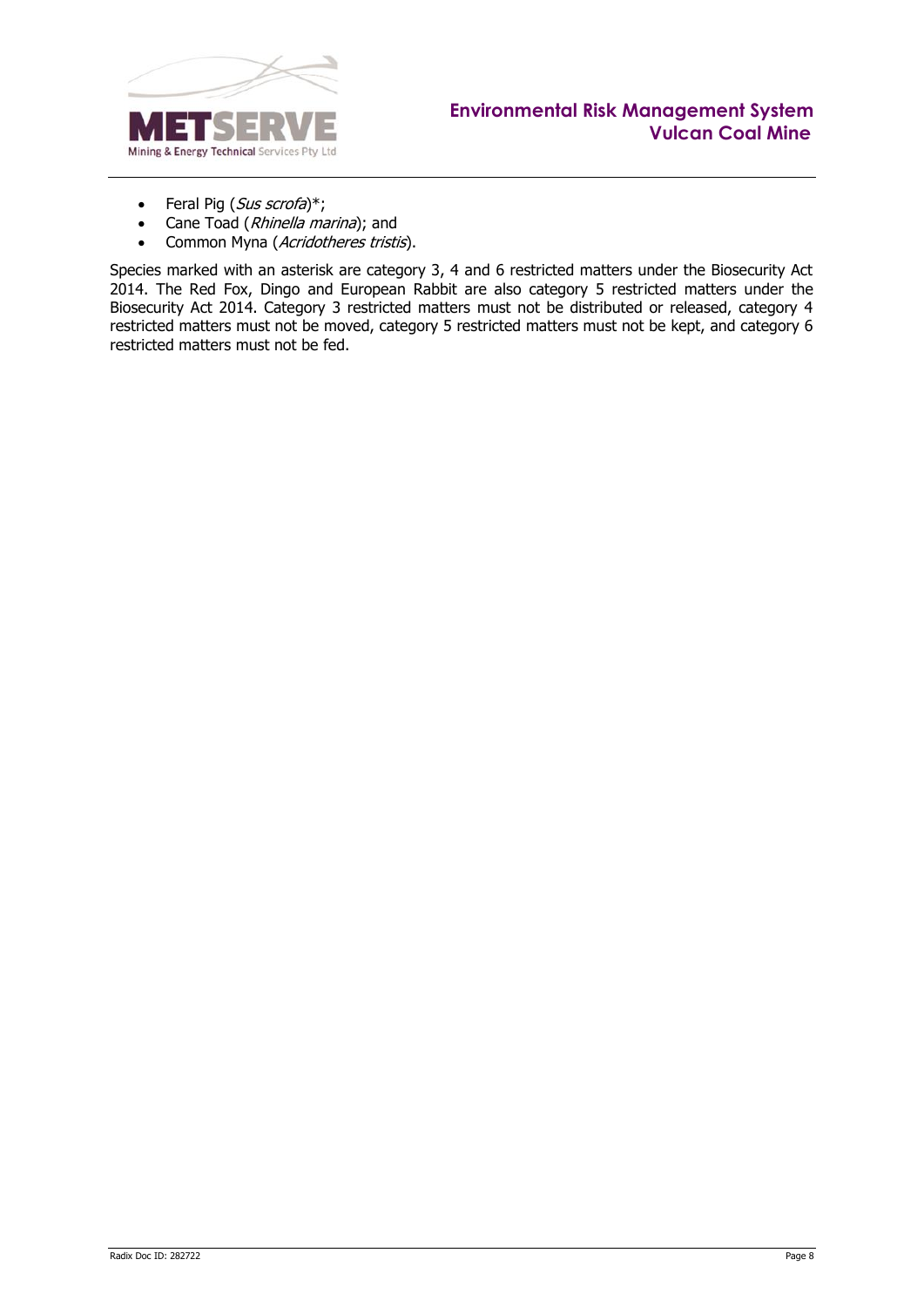- Feral Pig (*Sus scrofa*)*;
- Cane Toad (*Rhinella marina*); and
- Common Myna (*Acridotheres tristis*).

Species marked with an asterisk are category 3, 4 and 6 restricted matters under the Biosecurity Act 2014. The Red Fox, Dingo and European Rabbit are also category 5 restricted matters under the Biosecurity Act 2014. Category 3 restricted matters must not be distributed or released, category 4 restricted matters must not be moved, category 5 restricted matters must not be kept, and category 6 restricted matters must not be fed.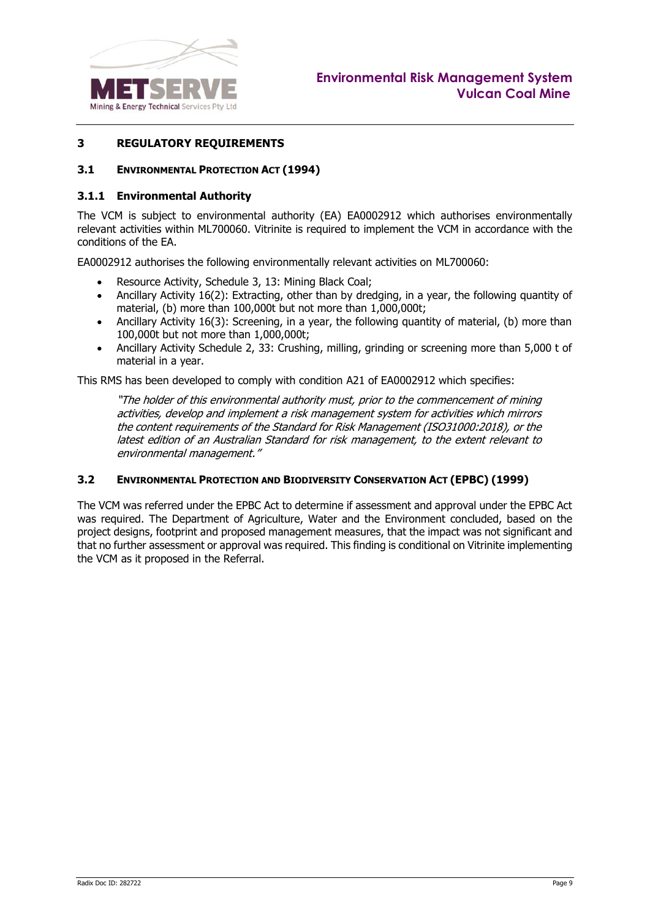# 3 REGULATORY REQUIREMENTS

## 3.1 ENVIRONMENTAL PROTECTION ACT (1994)

### 3.1.1 Environmental Authority

The VCM is subject to environmental authority (EA) EA0002912 which authorises environmentally relevant activities within ML700060. Vitrinite is required to implement the VCM in accordance with the conditions of the EA.

EA0002912 authorises the following environmentally relevant activities on ML700060:

- Resource Activity, Schedule 3, 13: Mining Black Coal;
- Ancillary Activity 16(2): Extracting, other than by dredging, in a year, the following quantity of material, (b) more than 100,000t but not more than 1,000,000t;
- Ancillary Activity 16(3): Screening, in a year, the following quantity of material, (b) more than 100,000t but not more than 1,000,000t;
- Ancillary Activity Schedule 2, 33: Crushing, milling, grinding or screening more than 5,000 t of material in a year.

This RMS has been developed to comply with condition A21 of EA0002912 which specifies:

> *"The holder of this environmental authority must, prior to the commencement of mining activities, develop and implement a risk management system for activities which mirrors the content requirements of the Standard for Risk Management (ISO31000:2018), or the latest edition of an Australian Standard for risk management, to the extent relevant to environmental management."*

## 3.2 ENVIRONMENTAL PROTECTION AND BIODIVERSITY CONSERVATION ACT (EPBC) (1999)

The VCM was referred under the EPBC Act to determine if assessment and approval under the EPBC Act was required. The Department of Agriculture, Water and the Environment concluded, based on the project designs, footprint and proposed management measures, that the impact was not significant and that no further assessment or approval was required. This finding is conditional on Vitrinite implementing the VCM as it proposed in the Referral.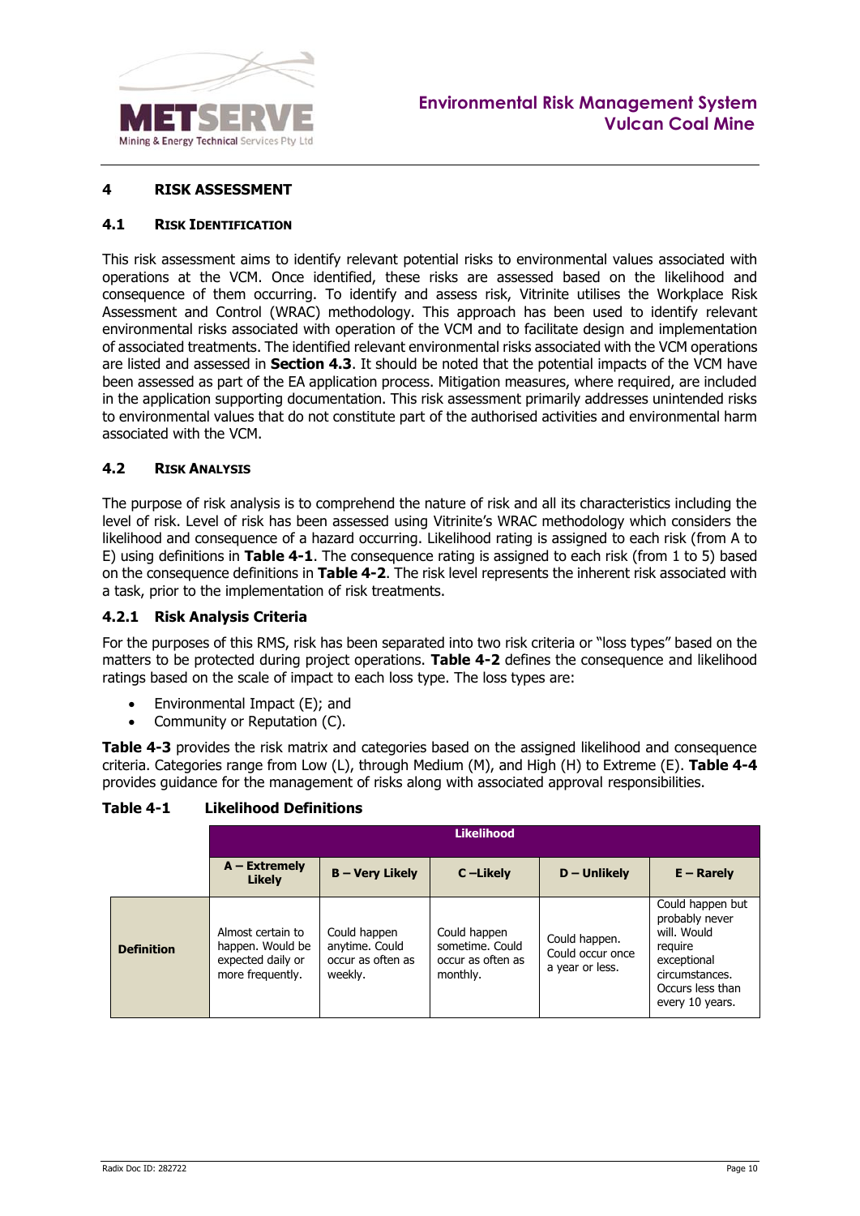# 4 RISK ASSESSMENT

## 4.1 Risk Identification

This risk assessment aims to identify relevant potential risks to environmental values associated with operations at the VCM. Once identified, these risks are assessed based on the likelihood and consequence of them occurring. To identify and assess risk, Vitrinite utilises the Workplace Risk Assessment and Control (WRAC) methodology. This approach has been used to identify relevant environmental risks associated with operation of the VCM and to facilitate design and implementation of associated treatments. The identified relevant environmental risks associated with the VCM operations are listed and assessed in **Section 4.3**. It should be noted that the potential impacts of the VCM have been assessed as part of the EA application process. Mitigation measures, where required, are included in the application supporting documentation. This risk assessment primarily addresses unintended risks to environmental values that do not constitute part of the authorised activities and environmental harm associated with the VCM.

## 4.2 Risk Analysis

The purpose of risk analysis is to comprehend the nature of risk and all its characteristics including the level of risk. Level of risk has been assessed using Vitrinite's WRAC methodology which considers the likelihood and consequence of a hazard occurring. Likelihood rating is assigned to each risk (from A to E) using definitions in **Table 4-1**. The consequence rating is assigned to each risk (from 1 to 5) based on the consequence definitions in **Table 4-2**. The risk level represents the inherent risk associated with a task, prior to the implementation of risk treatments.

### 4.2.1 Risk Analysis Criteria

For the purposes of this RMS, risk has been separated into two risk criteria or "loss types" based on the matters to be protected during project operations. **Table 4-2** defines the consequence and likelihood ratings based on the scale of impact to each loss type. The loss types are:

- Environmental Impact (E); and
- Community or Reputation (C).

**Table 4-3** provides the risk matrix and categories based on the assigned likelihood and consequence criteria. Categories range from Low (L), through Medium (M), and High (H) to Extreme (E). **Table 4-4** provides guidance for the management of risks along with associated approval responsibilities.

**Table 4-1 Likelihood Definitions**

| | Likelihood | | | | |
|---|---|---|---|---|---|
| | **A – Extremely Likely** | **B – Very Likely** | **C –Likely** | **D – Unlikely** | **E – Rarely** |
| **Definition** | Almost certain to happen. Would be expected daily or more frequently. | Could happen anytime. Could occur as often as weekly. | Could happen sometime. Could occur as often as monthly. | Could happen. Could occur once a year or less. | Could happen but probably never will. Would require exceptional circumstances. Occurs less than every 10 years. |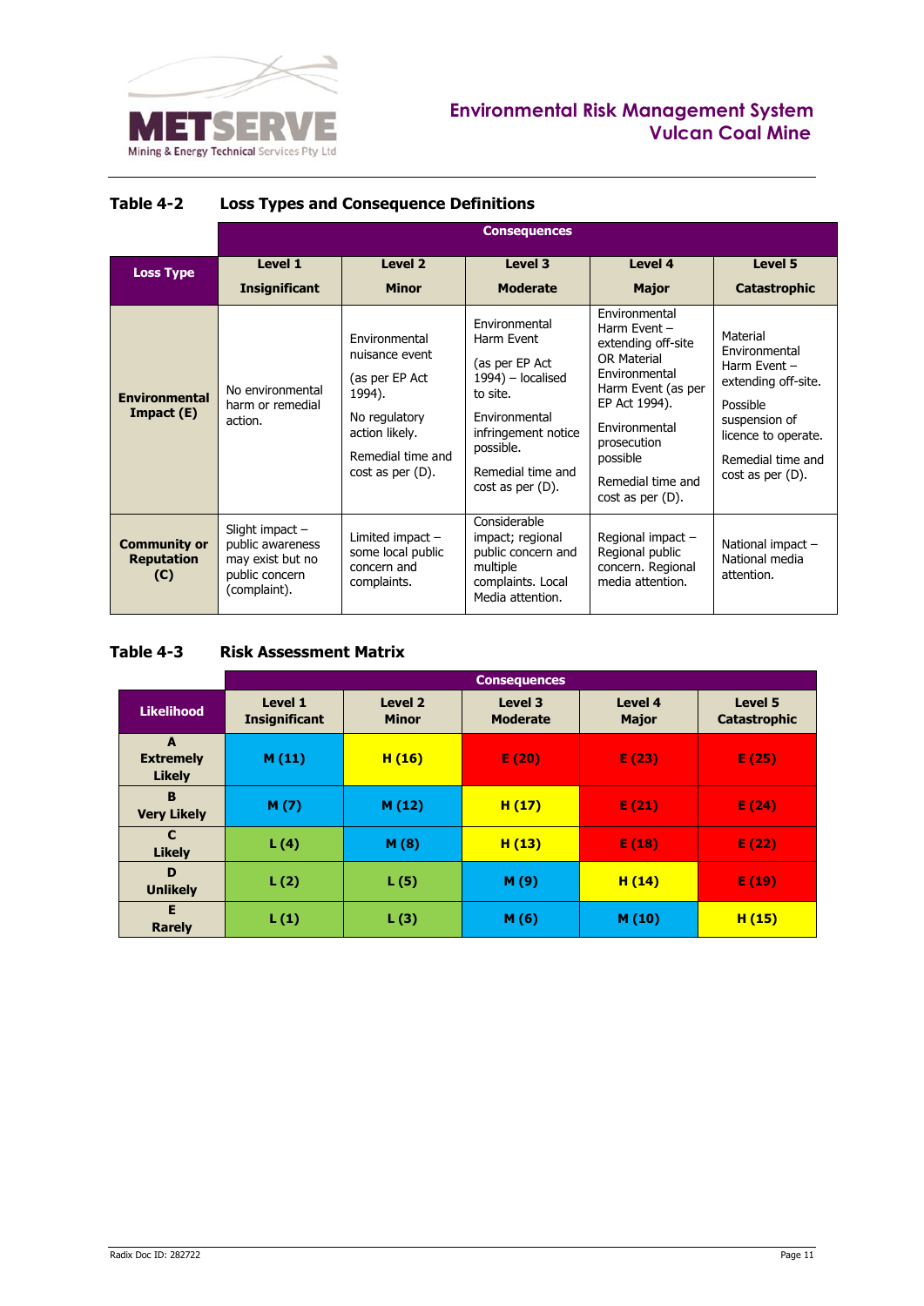**Table 4-2 Loss Types and Consequence Definitions**

| Loss Type | Consequences | | | | |
|---|---|---|---|---|---|
| | Level 1 Insignificant | Level 2 Minor | Level 3 Moderate | Level 4 Major | Level 5 Catastrophic |
| **Environmental Impact (E)** | No environmental harm or remedial action. | Environmental nuisance event (as per EP Act 1994). No regulatory action likely. Remedial time and cost as per (D). | Environmental Harm Event (as per EP Act 1994) – localised to site. Environmental infringement notice possible. Remedial time and cost as per (D). | Environmental Harm Event – extending off-site OR Material Environmental Harm Event (as per EP Act 1994). Environmental prosecution possible Remedial time and cost as per (D). | Material Environmental Harm Event – extending off-site. Possible suspension of licence to operate. Remedial time and cost as per (D). |
| **Community or Reputation (C)** | Slight impact – public awareness may exist but no public concern (complaint). | Limited impact – some local public concern and complaints. | Considerable impact; regional public concern and multiple complaints. Local Media attention. | Regional impact – Regional public concern. Regional media attention. | National impact – National media attention. |

**Table 4-3 Risk Assessment Matrix**

| Likelihood | Consequences | | | | |
|---|---|---|---|---|---|
| | Level 1 Insignificant | Level 2 Minor | Level 3 Moderate | Level 4 Major | Level 5 Catastrophic |
| **A Extremely Likely** | M (11) | H (16) | E (20) | E (23) | E (25) |
| **B Very Likely** | M (7) | M (12) | H (17) | E (21) | E (24) |
| **C Likely** | L (4) | M (8) | H (13) | E (18) | E (22) |
| **D Unlikely** | L (2) | L (5) | M (9) | H (14) | E (19) |
| **E Rarely** | L (1) | L (3) | M (6) | M (10) | H (15) |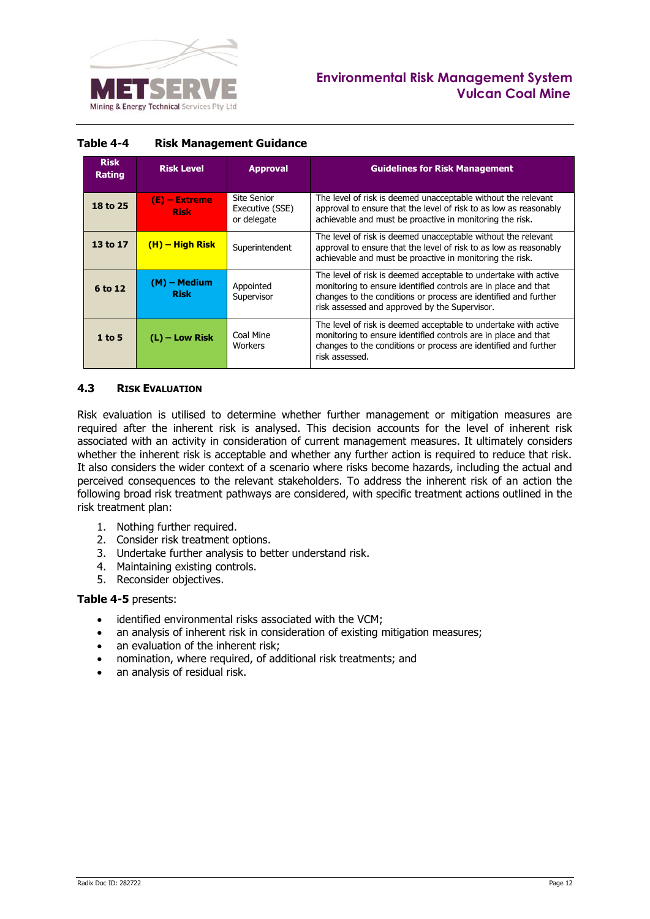**Table 4-4 Risk Management Guidance**

| Risk Rating | Risk Level | Approval | Guidelines for Risk Management |
|---|---|---|---|
| 18 to 25 | (E) – Extreme Risk | Site Senior Executive (SSE) or delegate | The level of risk is deemed unacceptable without the relevant approval to ensure that the level of risk to as low as reasonably achievable and must be proactive in monitoring the risk. |
| 13 to 17 | (H) – High Risk | Superintendent | The level of risk is deemed unacceptable without the relevant approval to ensure that the level of risk to as low as reasonably achievable and must be proactive in monitoring the risk. |
| 6 to 12 | (M) – Medium Risk | Appointed Supervisor | The level of risk is deemed acceptable to undertake with active monitoring to ensure identified controls are in place and that changes to the conditions or process are identified and further risk assessed and approved by the Supervisor. |
| 1 to 5 | (L) – Low Risk | Coal Mine Workers | The level of risk is deemed acceptable to undertake with active monitoring to ensure identified controls are in place and that changes to the conditions or process are identified and further risk assessed. |

## 4.3 Risk Evaluation

Risk evaluation is utilised to determine whether further management or mitigation measures are required after the inherent risk is analysed. This decision accounts for the level of inherent risk associated with an activity in consideration of current management measures. It ultimately considers whether the inherent risk is acceptable and whether any further action is required to reduce that risk. It also considers the wider context of a scenario where risks become hazards, including the actual and perceived consequences to the relevant stakeholders. To address the inherent risk of an action the following broad risk treatment pathways are considered, with specific treatment actions outlined in the risk treatment plan:

1. Nothing further required.
2. Consider risk treatment options.
3. Undertake further analysis to better understand risk.
4. Maintaining existing controls.
5. Reconsider objectives.

**Table 4-5** presents:

- identified environmental risks associated with the VCM;
- an analysis of inherent risk in consideration of existing mitigation measures;
- an evaluation of the inherent risk;
- nomination, where required, of additional risk treatments; and
- an analysis of residual risk.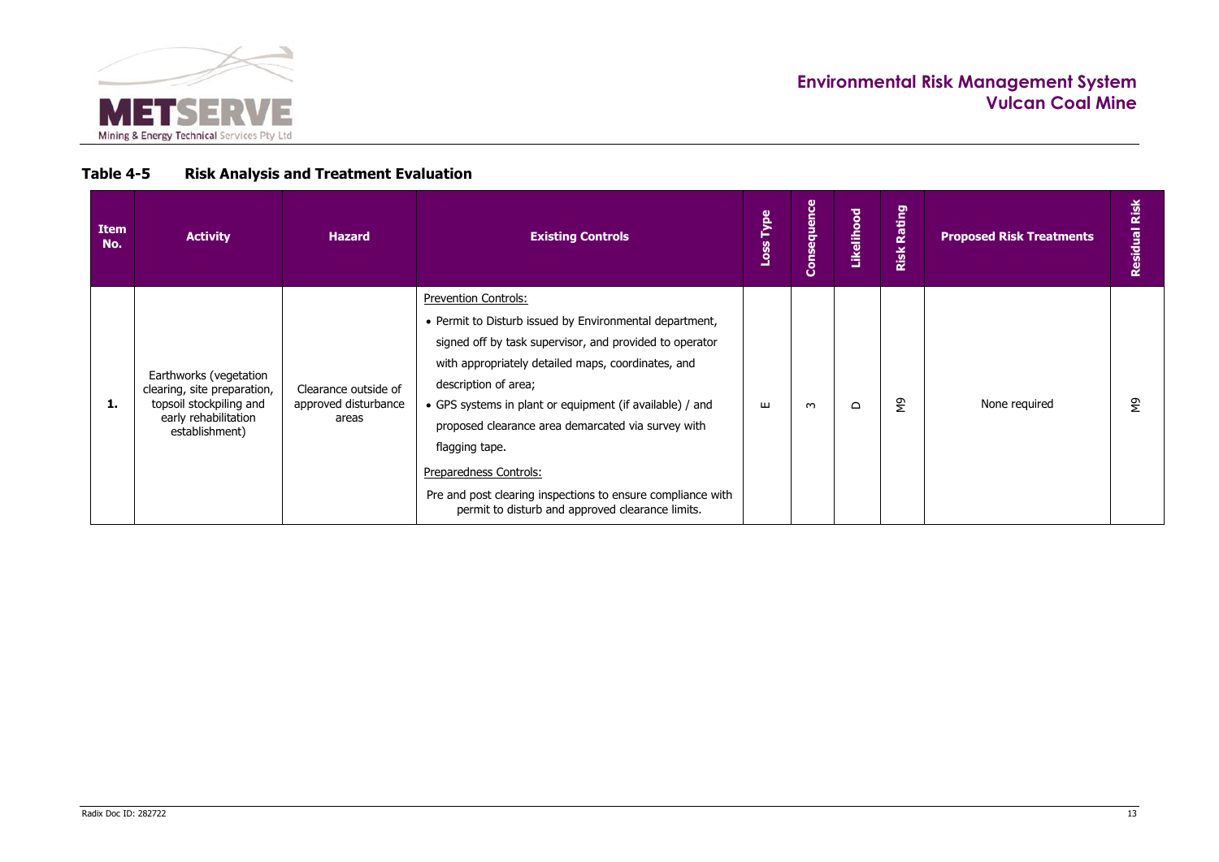### Table 4-5 Risk Analysis and Treatment Evaluation

| Item No. | Activity | Hazard | Existing Controls | Loss Type | Consequence | Likelihood | Risk Rating | Proposed Risk Treatments | Residual Risk |
|---|---|---|---|---|---|---|---|---|---|
| 1. | Earthworks (vegetation clearing, site preparation, topsoil stockpiling and early rehabilitation establishment) | Clearance outside of approved disturbance areas | Prevention Controls:<br>• Permit to Disturb issued by Environmental department, signed off by task supervisor, and provided to operator with appropriately detailed maps, coordinates, and description of area;<br>• GPS systems in plant or equipment (if available) / and proposed clearance area demarcated via survey with flagging tape.<br>Preparedness Controls:<br>Pre and post clearing inspections to ensure compliance with permit to disturb and approved clearance limits. | E | 3 | D | M9 | None required | M9 |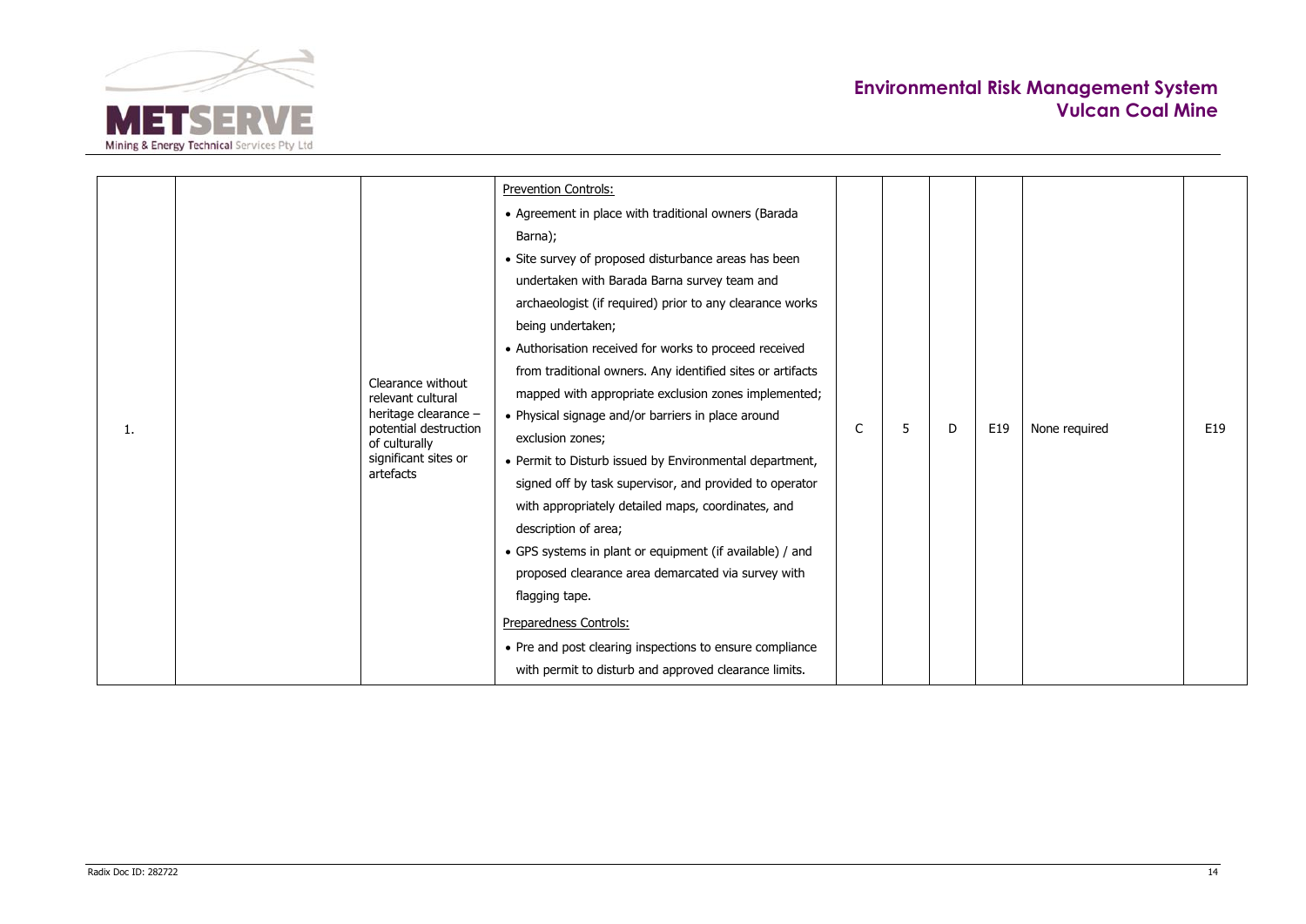| | | | | | | | | | |
|---|---|---|---|---|---|---|---|---|---|
| 1. | | Clearance without relevant cultural heritage clearance – potential destruction of culturally significant sites or artefacts | Prevention Controls:<br>• Agreement in place with traditional owners (Barada Barna);<br>• Site survey of proposed disturbance areas has been undertaken with Barada Barna survey team and archaeologist (if required) prior to any clearance works being undertaken;<br>• Authorisation received for works to proceed received from traditional owners. Any identified sites or artifacts mapped with appropriate exclusion zones implemented;<br>• Physical signage and/or barriers in place around exclusion zones;<br>• Permit to Disturb issued by Environmental department, signed off by task supervisor, and provided to operator with appropriately detailed maps, coordinates, and description of area;<br>• GPS systems in plant or equipment (if available) / and proposed clearance area demarcated via survey with flagging tape.<br>Preparedness Controls:<br>• Pre and post clearing inspections to ensure compliance with permit to disturb and approved clearance limits. | C | 5 | D | E19 | None required | E19 |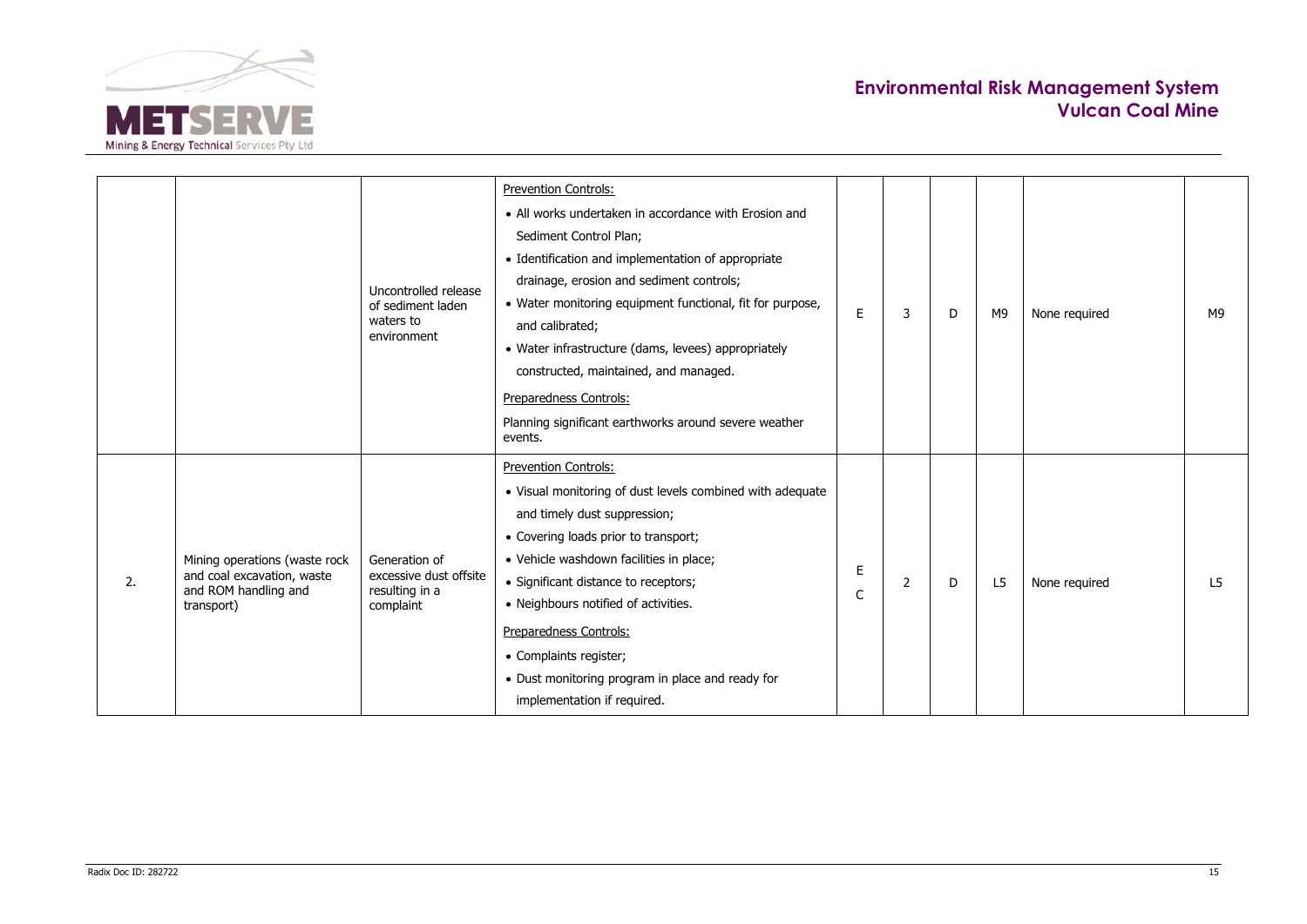| | | | | | | | | | |
|---|---|---|---|---|---|---|---|---|---|
| | | Uncontrolled release of sediment laden waters to environment | Prevention Controls:<br>• All works undertaken in accordance with Erosion and Sediment Control Plan;<br>• Identification and implementation of appropriate drainage, erosion and sediment controls;<br>• Water monitoring equipment functional, fit for purpose, and calibrated;<br>• Water infrastructure (dams, levees) appropriately constructed, maintained, and managed.<br>Preparedness Controls:<br>Planning significant earthworks around severe weather events. | E | 3 | D | M9 | None required | M9 |
| 2. | Mining operations (waste rock and coal excavation, waste and ROM handling and transport) | Generation of excessive dust offsite resulting in a complaint | Prevention Controls:<br>• Visual monitoring of dust levels combined with adequate and timely dust suppression;<br>• Covering loads prior to transport;<br>• Vehicle washdown facilities in place;<br>• Significant distance to receptors;<br>• Neighbours notified of activities.<br>Preparedness Controls:<br>• Complaints register;<br>• Dust monitoring program in place and ready for implementation if required. | E<br>C | 2 | D | L5 | None required | L5 |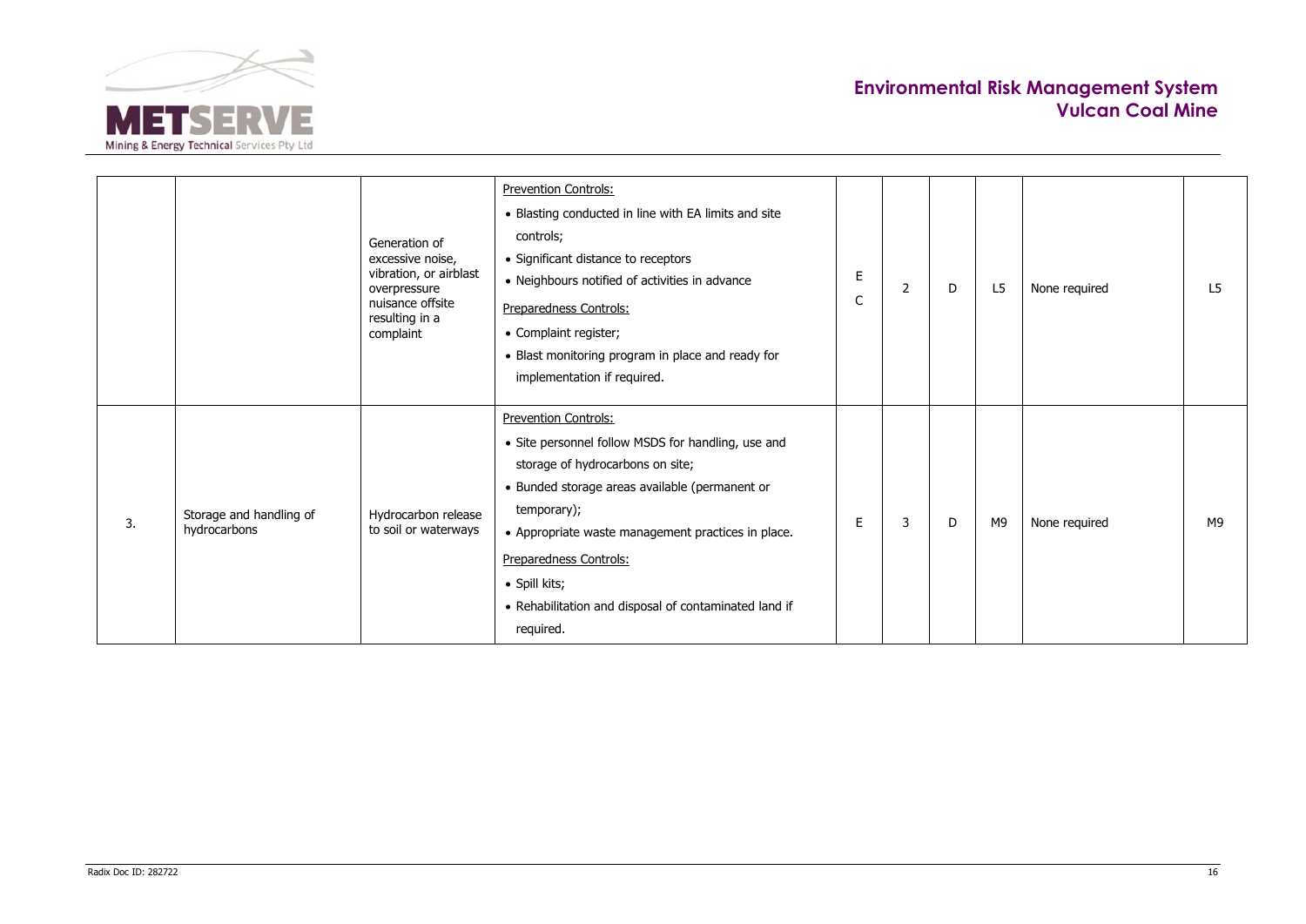| | | | | | | | | | |
|---|---|---|---|---|---|---|---|---|---|
| | | Generation of excessive noise, vibration, or airblast overpressure nuisance offsite resulting in a complaint | Prevention Controls:<br>• Blasting conducted in line with EA limits and site controls;<br>• Significant distance to receptors<br>• Neighbours notified of activities in advance<br>Preparedness Controls:<br>• Complaint register;<br>• Blast monitoring program in place and ready for implementation if required. | E<br>C | 2 | D | L5 | None required | L5 |
| 3. | Storage and handling of hydrocarbons | Hydrocarbon release to soil or waterways | Prevention Controls:<br>• Site personnel follow MSDS for handling, use and storage of hydrocarbons on site;<br>• Bunded storage areas available (permanent or temporary);<br>• Appropriate waste management practices in place.<br>Preparedness Controls:<br>• Spill kits;<br>• Rehabilitation and disposal of contaminated land if required. | E | 3 | D | M9 | None required | M9 |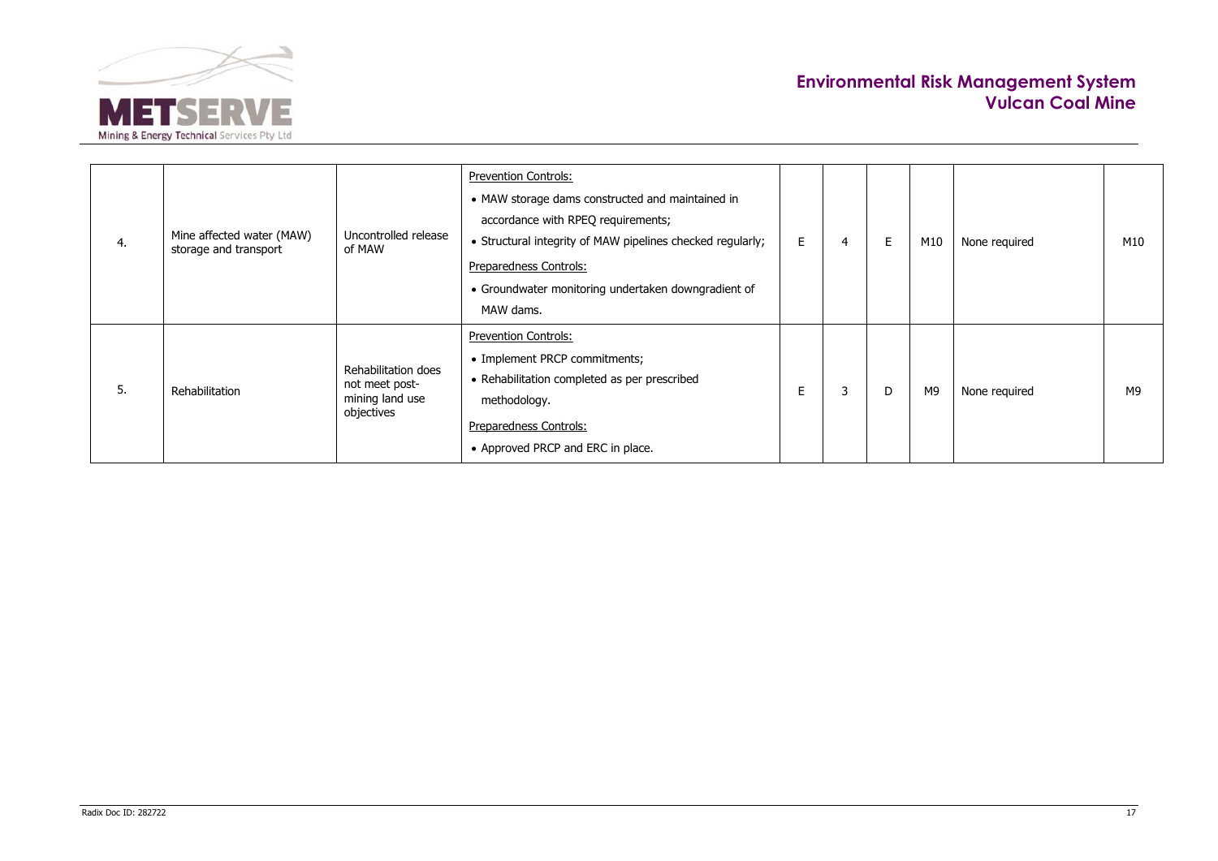| | | | | | | | | | |
|---|---|---|---|---|---|---|---|---|---|
| 4. | Mine affected water (MAW) storage and transport | Uncontrolled release of MAW | Prevention Controls:<br>• MAW storage dams constructed and maintained in accordance with RPEQ requirements;<br>• Structural integrity of MAW pipelines checked regularly;<br>Preparedness Controls:<br>• Groundwater monitoring undertaken downgradient of MAW dams. | E | 4 | E | M10 | None required | M10 |
| 5. | Rehabilitation | Rehabilitation does not meet post-mining land use objectives | Prevention Controls:<br>• Implement PRCP commitments;<br>• Rehabilitation completed as per prescribed methodology.<br>Preparedness Controls:<br>• Approved PRCP and ERC in place. | E | 3 | D | M9 | None required | M9 |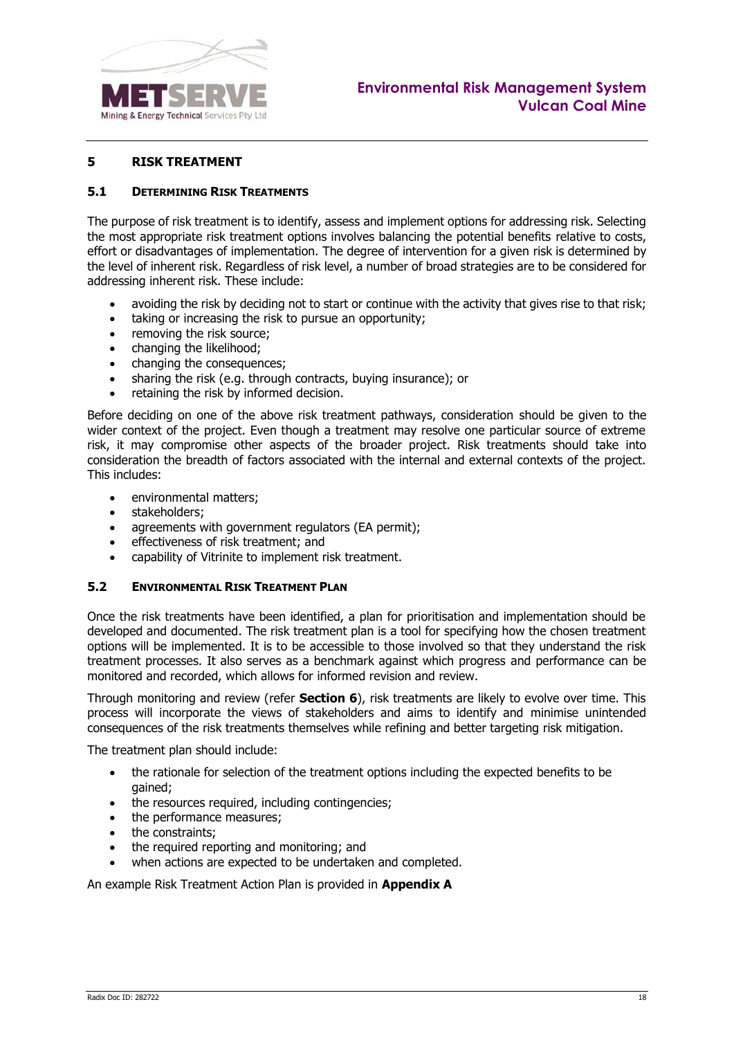## 5 RISK TREATMENT

### 5.1 DETERMINING RISK TREATMENTS

The purpose of risk treatment is to identify, assess and implement options for addressing risk. Selecting the most appropriate risk treatment options involves balancing the potential benefits relative to costs, effort or disadvantages of implementation. The degree of intervention for a given risk is determined by the level of inherent risk. Regardless of risk level, a number of broad strategies are to be considered for addressing inherent risk. These include:

- avoiding the risk by deciding not to start or continue with the activity that gives rise to that risk;
- taking or increasing the risk to pursue an opportunity;
- removing the risk source;
- changing the likelihood;
- changing the consequences;
- sharing the risk (e.g. through contracts, buying insurance); or
- retaining the risk by informed decision.

Before deciding on one of the above risk treatment pathways, consideration should be given to the wider context of the project. Even though a treatment may resolve one particular source of extreme risk, it may compromise other aspects of the broader project. Risk treatments should take into consideration the breadth of factors associated with the internal and external contexts of the project. This includes:

- environmental matters;
- stakeholders;
- agreements with government regulators (EA permit);
- effectiveness of risk treatment; and
- capability of Vitrinite to implement risk treatment.

### 5.2 ENVIRONMENTAL RISK TREATMENT PLAN

Once the risk treatments have been identified, a plan for prioritisation and implementation should be developed and documented. The risk treatment plan is a tool for specifying how the chosen treatment options will be implemented. It is to be accessible to those involved so that they understand the risk treatment processes. It also serves as a benchmark against which progress and performance can be monitored and recorded, which allows for informed revision and review.

Through monitoring and review (refer **Section 6**), risk treatments are likely to evolve over time. This process will incorporate the views of stakeholders and aims to identify and minimise unintended consequences of the risk treatments themselves while refining and better targeting risk mitigation.

The treatment plan should include:

- the rationale for selection of the treatment options including the expected benefits to be gained;
- the resources required, including contingencies;
- the performance measures;
- the constraints;
- the required reporting and monitoring; and
- when actions are expected to be undertaken and completed.

An example Risk Treatment Action Plan is provided in **Appendix A**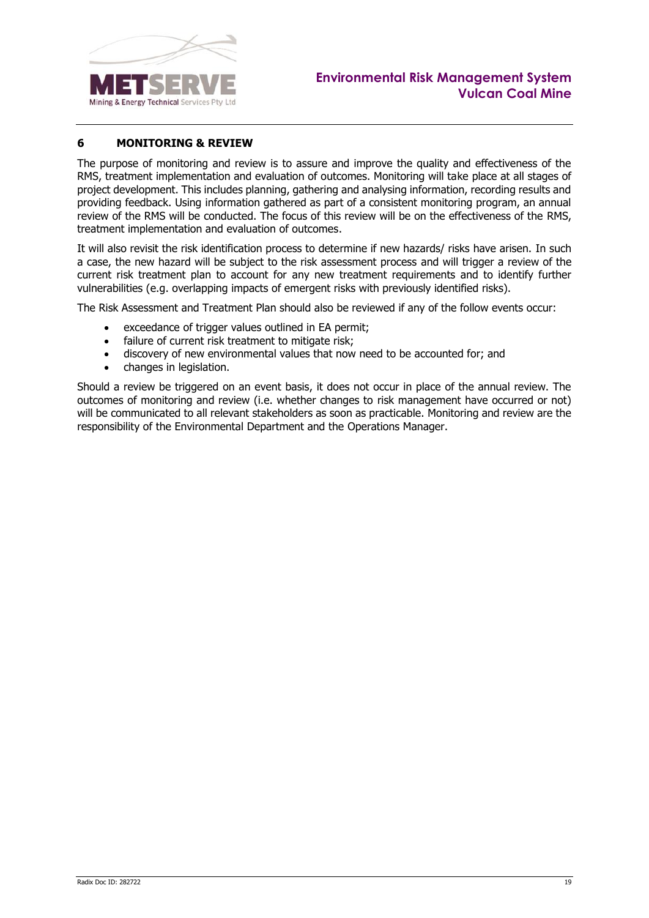# 6 MONITORING & REVIEW

The purpose of monitoring and review is to assure and improve the quality and effectiveness of the RMS, treatment implementation and evaluation of outcomes. Monitoring will take place at all stages of project development. This includes planning, gathering and analysing information, recording results and providing feedback. Using information gathered as part of a consistent monitoring program, an annual review of the RMS will be conducted. The focus of this review will be on the effectiveness of the RMS, treatment implementation and evaluation of outcomes.

It will also revisit the risk identification process to determine if new hazards/ risks have arisen. In such a case, the new hazard will be subject to the risk assessment process and will trigger a review of the current risk treatment plan to account for any new treatment requirements and to identify further vulnerabilities (e.g. overlapping impacts of emergent risks with previously identified risks).

The Risk Assessment and Treatment Plan should also be reviewed if any of the follow events occur:

- exceedance of trigger values outlined in EA permit;
- failure of current risk treatment to mitigate risk;
- discovery of new environmental values that now need to be accounted for; and
- changes in legislation.

Should a review be triggered on an event basis, it does not occur in place of the annual review. The outcomes of monitoring and review (i.e. whether changes to risk management have occurred or not) will be communicated to all relevant stakeholders as soon as practicable. Monitoring and review are the responsibility of the Environmental Department and the Operations Manager.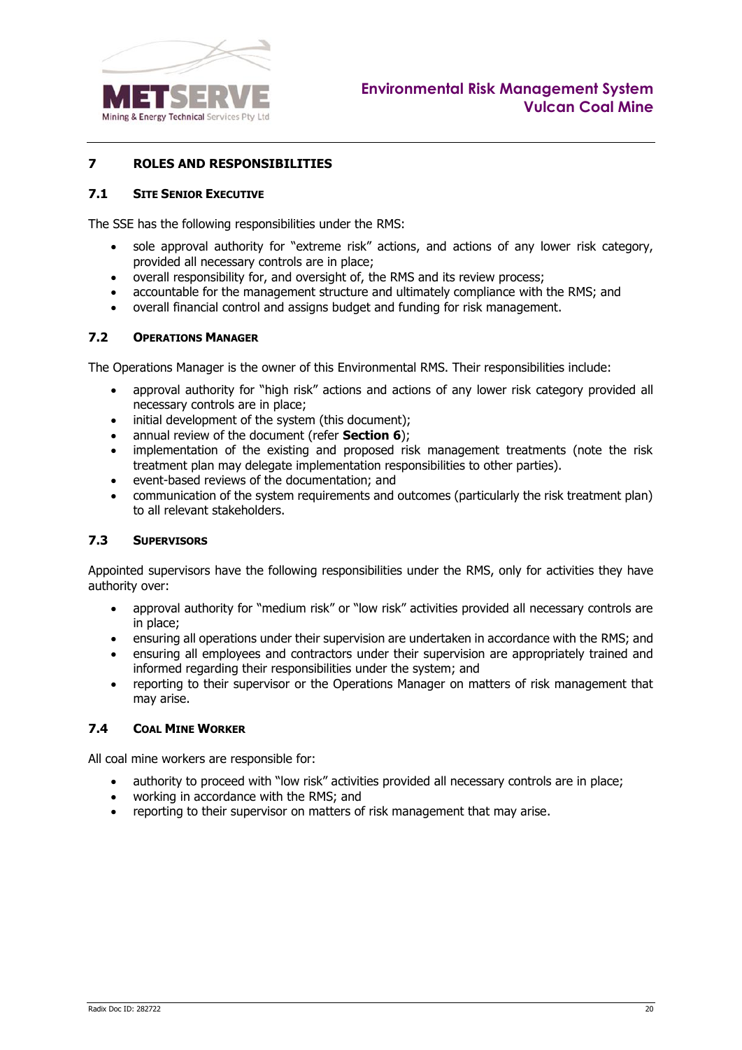# 7 ROLES AND RESPONSIBILITIES

## 7.1 SITE SENIOR EXECUTIVE

The SSE has the following responsibilities under the RMS:

- sole approval authority for "extreme risk" actions, and actions of any lower risk category, provided all necessary controls are in place;
- overall responsibility for, and oversight of, the RMS and its review process;
- accountable for the management structure and ultimately compliance with the RMS; and
- overall financial control and assigns budget and funding for risk management.

## 7.2 OPERATIONS MANAGER

The Operations Manager is the owner of this Environmental RMS. Their responsibilities include:

- approval authority for "high risk" actions and actions of any lower risk category provided all necessary controls are in place;
- initial development of the system (this document);
- annual review of the document (refer **Section 6**);
- implementation of the existing and proposed risk management treatments (note the risk treatment plan may delegate implementation responsibilities to other parties).
- event-based reviews of the documentation; and
- communication of the system requirements and outcomes (particularly the risk treatment plan) to all relevant stakeholders.

## 7.3 SUPERVISORS

Appointed supervisors have the following responsibilities under the RMS, only for activities they have authority over:

- approval authority for "medium risk" or "low risk" activities provided all necessary controls are in place;
- ensuring all operations under their supervision are undertaken in accordance with the RMS; and
- ensuring all employees and contractors under their supervision are appropriately trained and informed regarding their responsibilities under the system; and
- reporting to their supervisor or the Operations Manager on matters of risk management that may arise.

## 7.4 COAL MINE WORKER

All coal mine workers are responsible for:

- authority to proceed with "low risk" activities provided all necessary controls are in place;
- working in accordance with the RMS; and
- reporting to their supervisor on matters of risk management that may arise.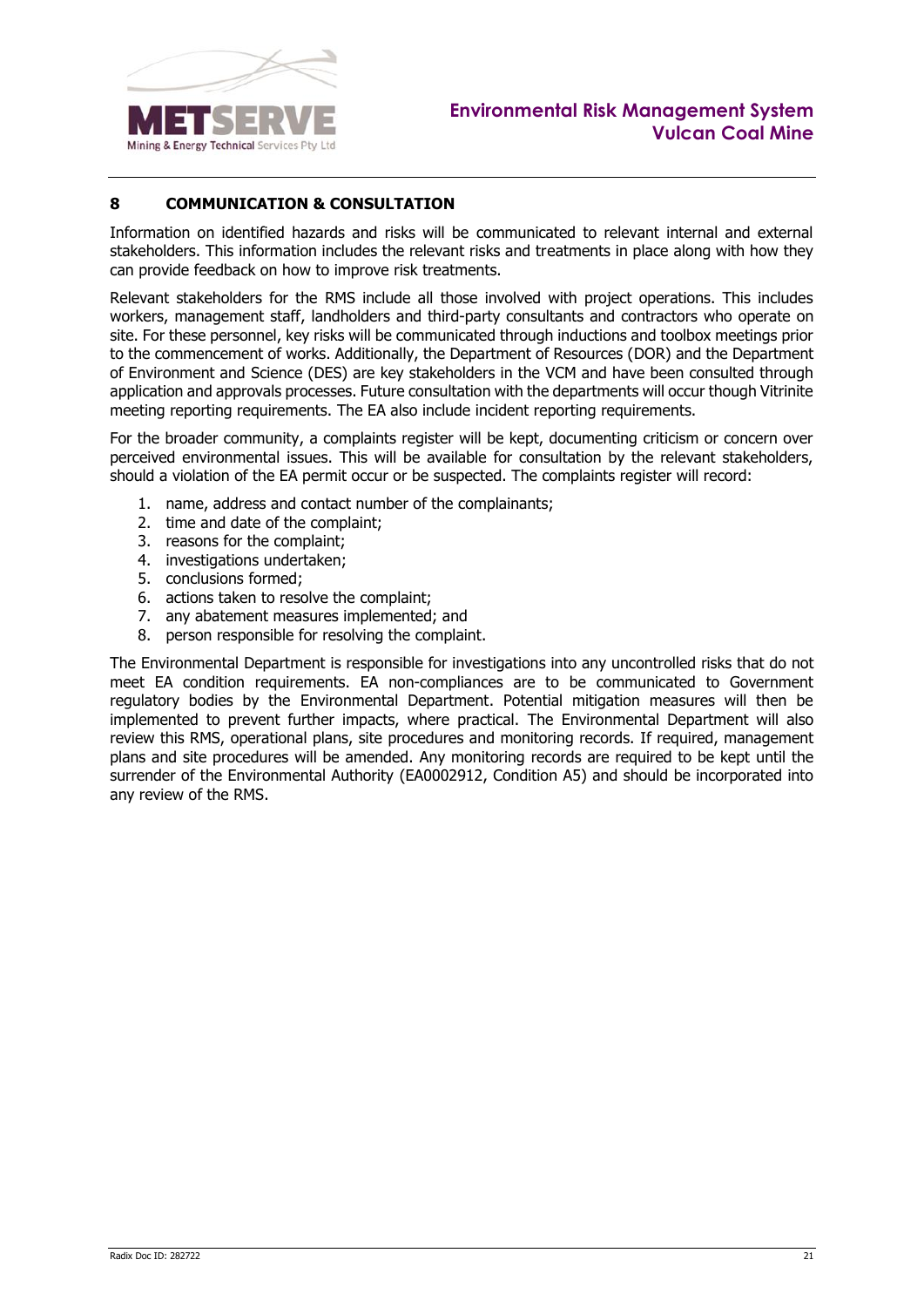# 8 COMMUNICATION & CONSULTATION

Information on identified hazards and risks will be communicated to relevant internal and external stakeholders. This information includes the relevant risks and treatments in place along with how they can provide feedback on how to improve risk treatments.

Relevant stakeholders for the RMS include all those involved with project operations. This includes workers, management staff, landholders and third-party consultants and contractors who operate on site. For these personnel, key risks will be communicated through inductions and toolbox meetings prior to the commencement of works. Additionally, the Department of Resources (DOR) and the Department of Environment and Science (DES) are key stakeholders in the VCM and have been consulted through application and approvals processes. Future consultation with the departments will occur though Vitrinite meeting reporting requirements. The EA also include incident reporting requirements.

For the broader community, a complaints register will be kept, documenting criticism or concern over perceived environmental issues. This will be available for consultation by the relevant stakeholders, should a violation of the EA permit occur or be suspected. The complaints register will record:

1. name, address and contact number of the complainants;
2. time and date of the complaint;
3. reasons for the complaint;
4. investigations undertaken;
5. conclusions formed;
6. actions taken to resolve the complaint;
7. any abatement measures implemented; and
8. person responsible for resolving the complaint.

The Environmental Department is responsible for investigations into any uncontrolled risks that do not meet EA condition requirements. EA non-compliances are to be communicated to Government regulatory bodies by the Environmental Department. Potential mitigation measures will then be implemented to prevent further impacts, where practical. The Environmental Department will also review this RMS, operational plans, site procedures and monitoring records. If required, management plans and site procedures will be amended. Any monitoring records are required to be kept until the surrender of the Environmental Authority (EA0002912, Condition A5) and should be incorporated into any review of the RMS.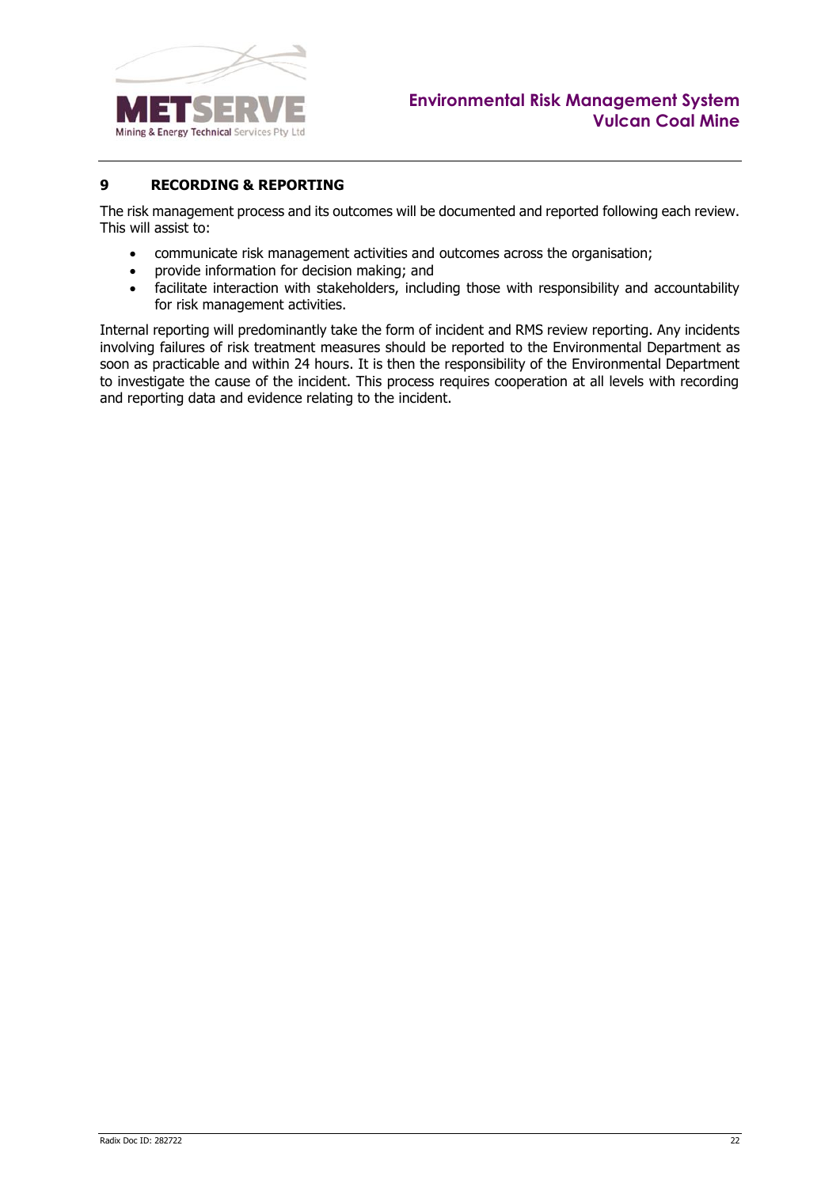# 9 RECORDING & REPORTING

The risk management process and its outcomes will be documented and reported following each review. This will assist to:

- communicate risk management activities and outcomes across the organisation;
- provide information for decision making; and
- facilitate interaction with stakeholders, including those with responsibility and accountability for risk management activities.

Internal reporting will predominantly take the form of incident and RMS review reporting. Any incidents involving failures of risk treatment measures should be reported to the Environmental Department as soon as practicable and within 24 hours. It is then the responsibility of the Environmental Department to investigate the cause of the incident. This process requires cooperation at all levels with recording and reporting data and evidence relating to the incident.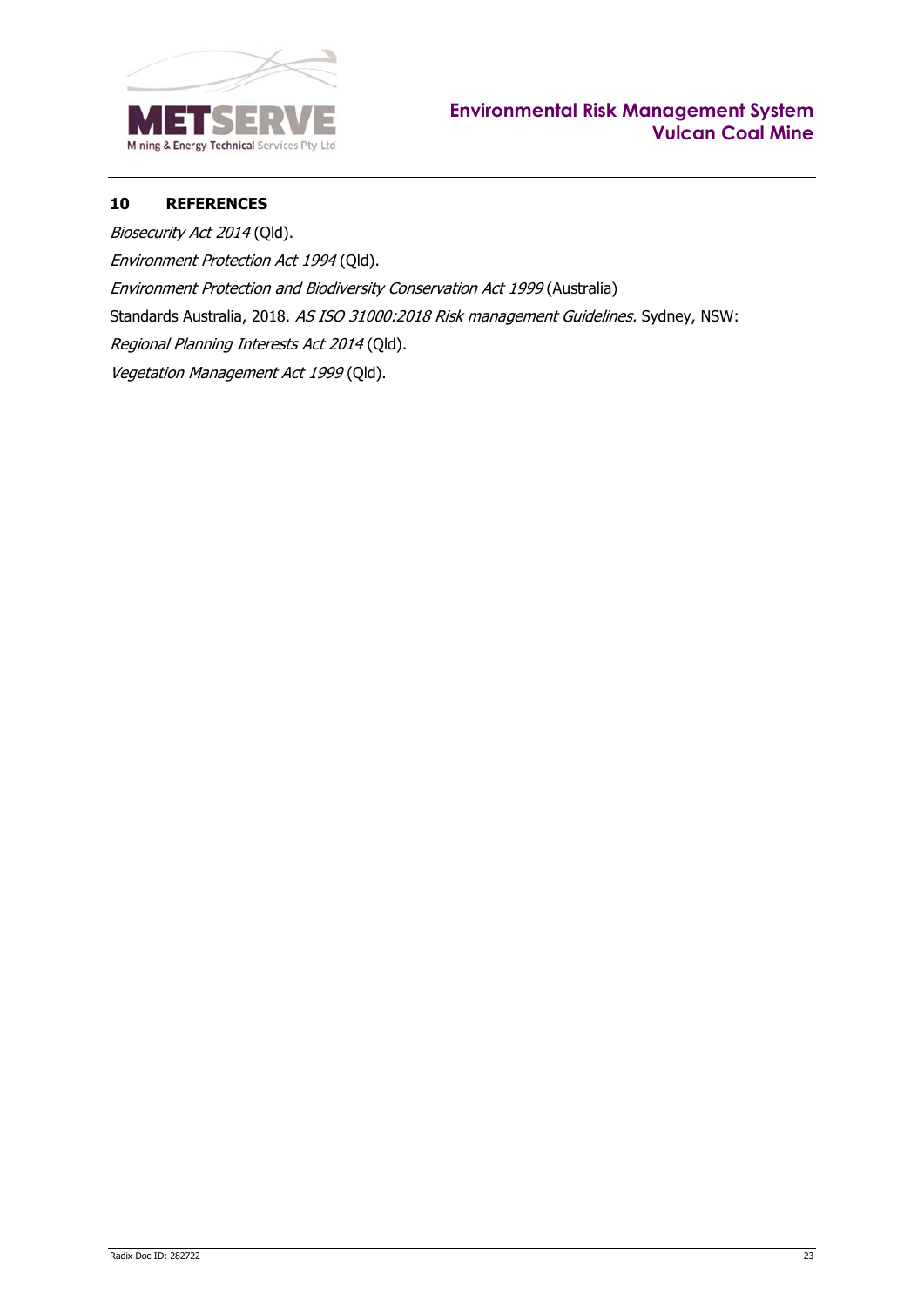## 10 REFERENCES

*Biosecurity Act 2014* (Qld).

*Environment Protection Act 1994* (Qld).

*Environment Protection and Biodiversity Conservation Act 1999* (Australia)

Standards Australia, 2018. *AS ISO 31000:2018 Risk management Guidelines.* Sydney, NSW:

*Regional Planning Interests Act 2014* (Qld).

*Vegetation Management Act 1999* (Qld).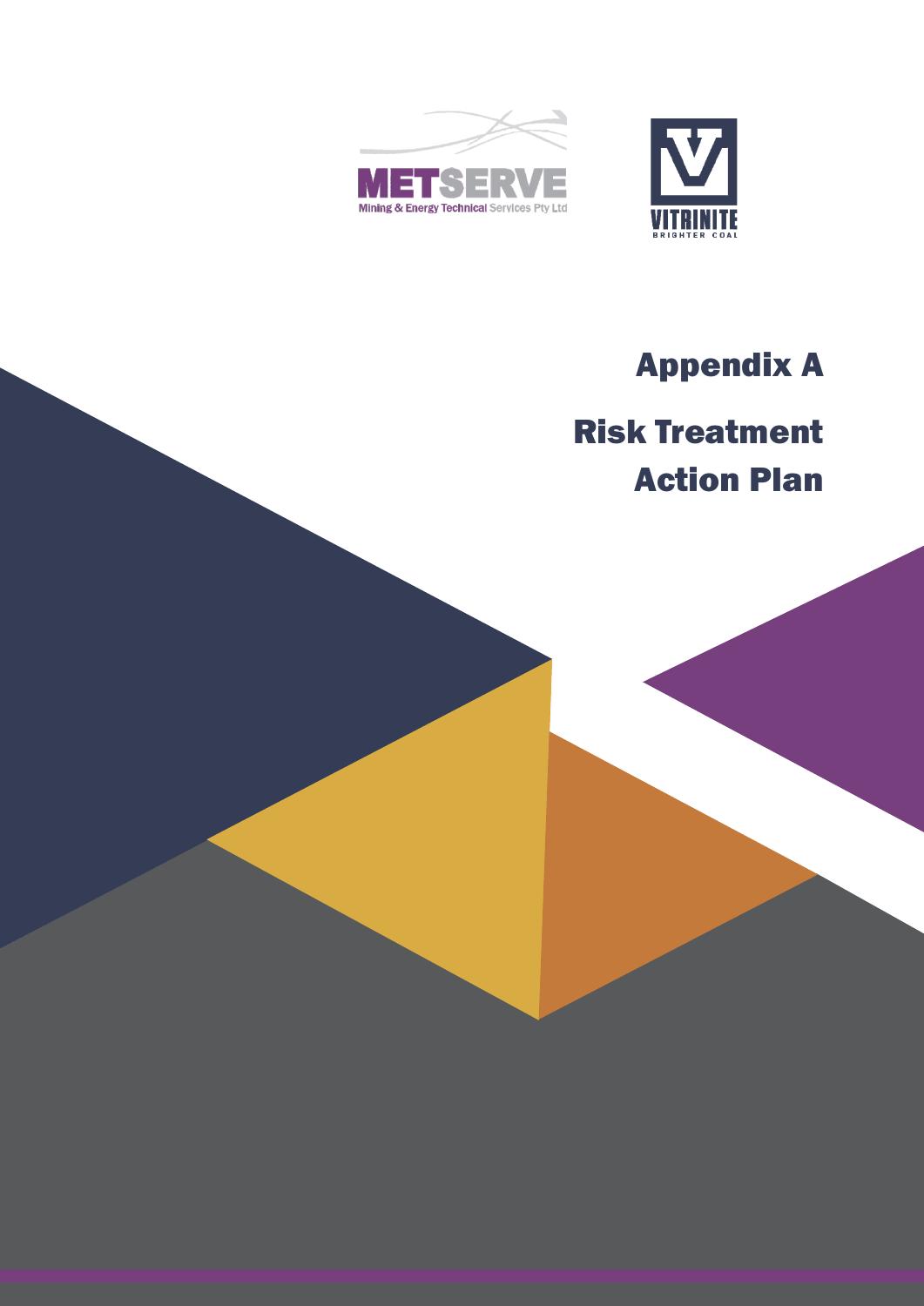METSERVE
Mining & Energy Technical Services Pty Ltd

VITRINITE
BRIGHTER COAL

# Appendix A

# Risk Treatment Action Plan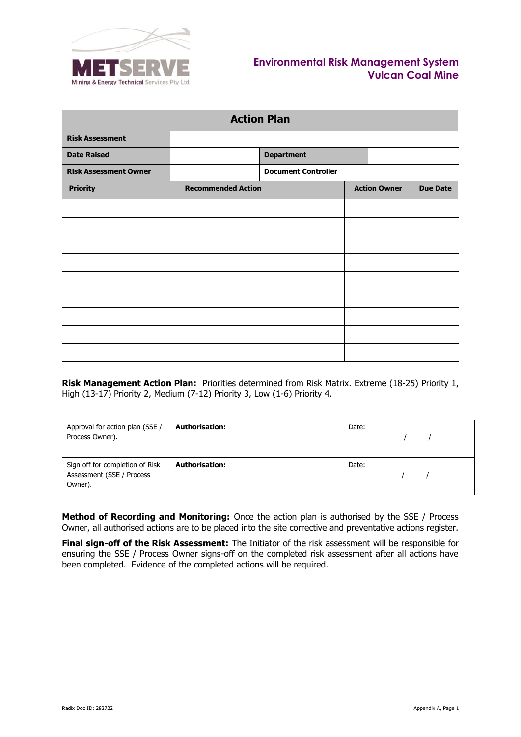# Action Plan

| Risk Assessment | | | |
|---|---|---|---|
| **Date Raised** | | **Department** | |
| **Risk Assessment Owner** | | **Document Controller** | |

| Priority | Recommended Action | Action Owner | Due Date |
|---|---|---|---|
| | | | |
| | | | |
| | | | |
| | | | |
| | | | |
| | | | |
| | | | |
| | | | |
| | | | |

**Risk Management Action Plan:** Priorities determined from Risk Matrix. Extreme (18-25) Priority 1, High (13-17) Priority 2, Medium (7-12) Priority 3, Low (1-6) Priority 4.

| | | |
|---|---|---|
| Approval for action plan (SSE / Process Owner). | **Authorisation:** | Date: / / |
| Sign off for completion of Risk Assessment (SSE / Process Owner). | **Authorisation:** | Date: / / |

**Method of Recording and Monitoring:** Once the action plan is authorised by the SSE / Process Owner, all authorised actions are to be placed into the site corrective and preventative actions register.

**Final sign-off of the Risk Assessment:** The Initiator of the risk assessment will be responsible for ensuring the SSE / Process Owner signs-off on the completed risk assessment after all actions have been completed. Evidence of the completed actions will be required.